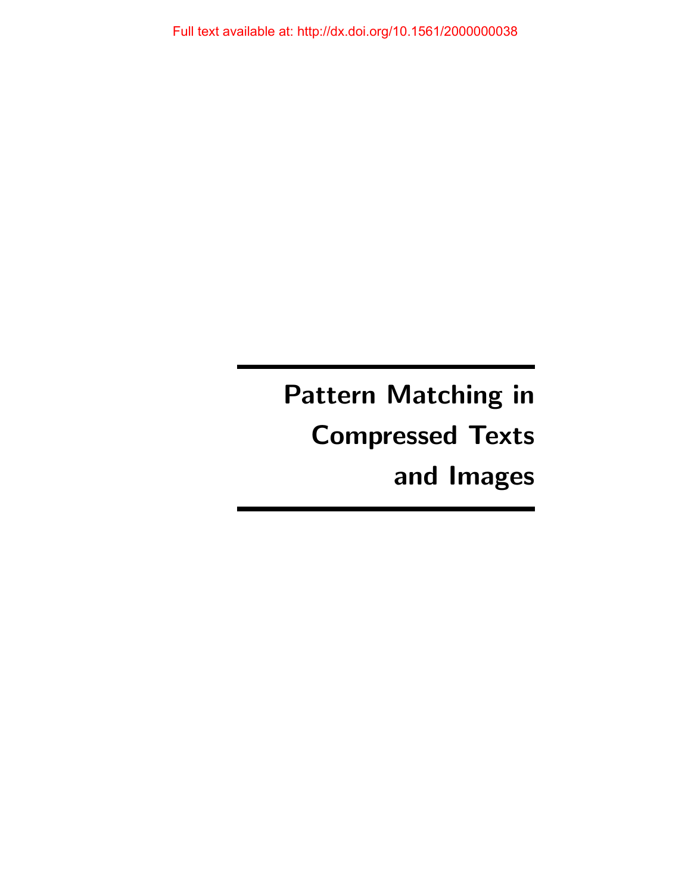Full text available at: http://dx.doi.org/10.1561/2000000038

# Pattern Matching in Compressed Texts and Images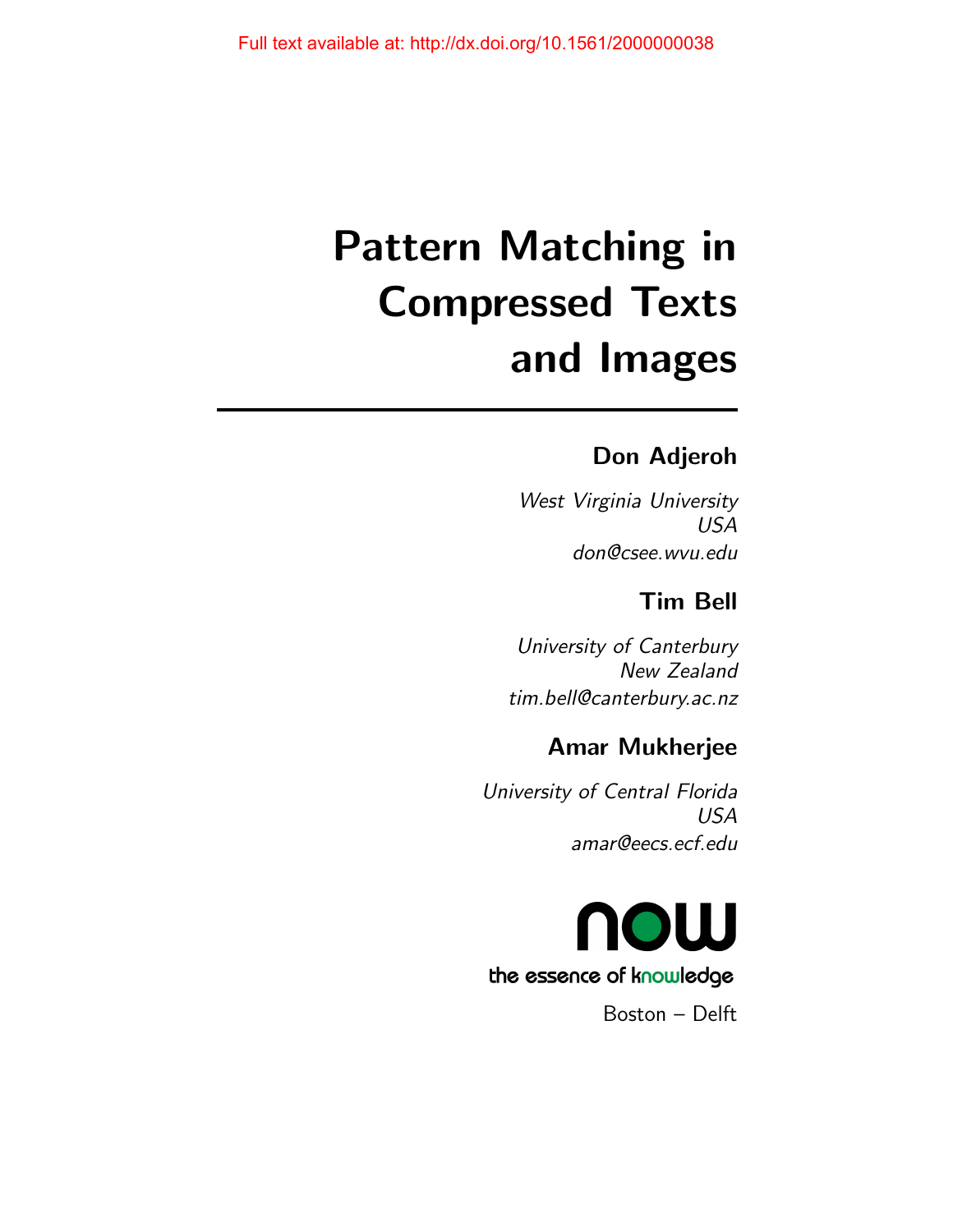Full text available at: http://dx.doi.org/10.1561/2000000038

# Pattern Matching in Compressed Texts and Images

**Don Adjeroh**

*West Virginia University*
*USA*
*don@csee.wvu.edu*

**Tim Bell**

*University of Canterbury*
*New Zealand*
*tim.bell@canterbury.ac.nz*

**Amar Mukherjee**

*University of Central Florida*
*USA*
*amar@eecs.ecf.edu*

now

the essence of knowledge

Boston – Delft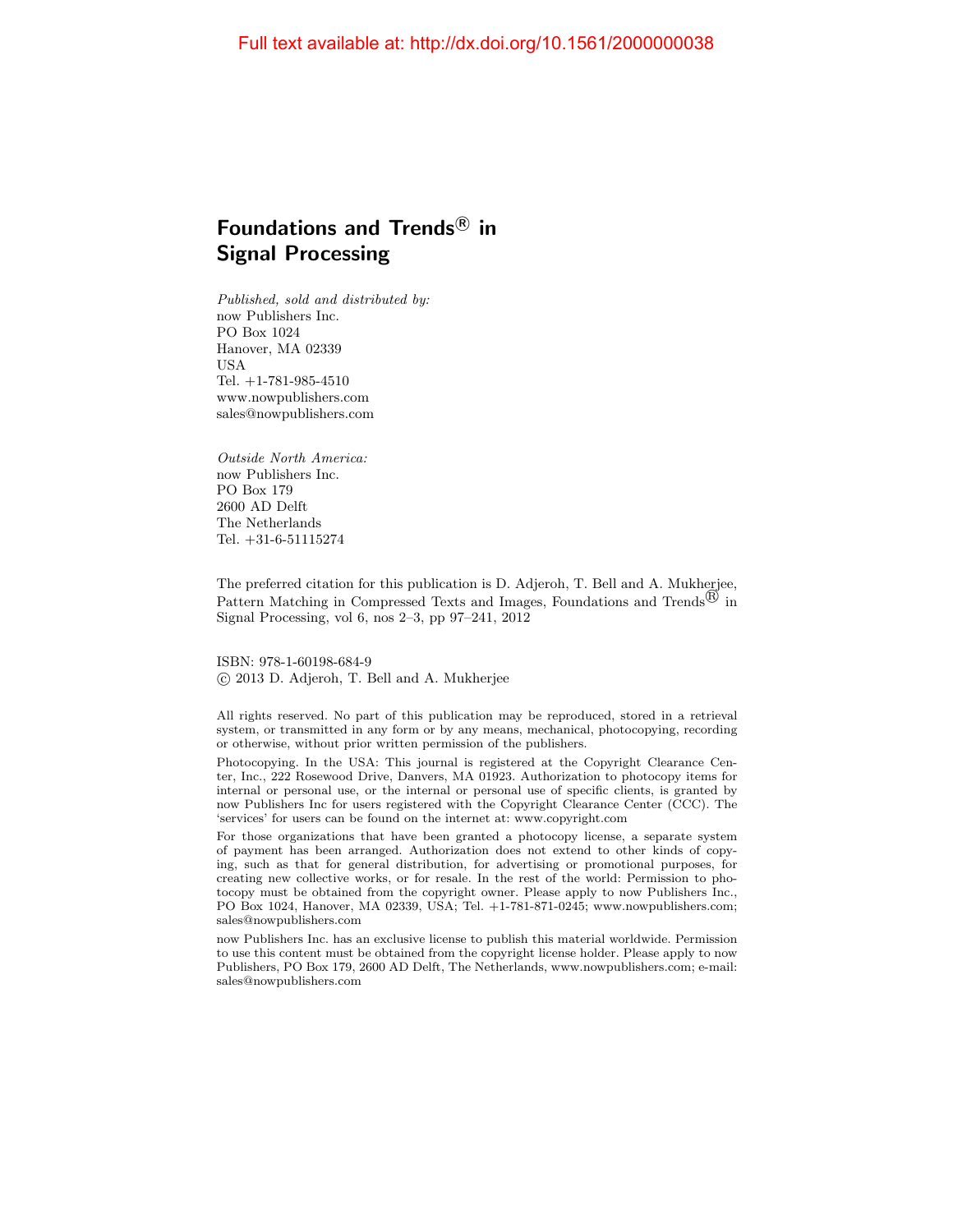Full text available at: http://dx.doi.org/10.1561/2000000038

# Foundations and Trends® in Signal Processing

*Published, sold and distributed by:*
now Publishers Inc.
PO Box 1024
Hanover, MA 02339
USA
Tel. +1-781-985-4510
www.nowpublishers.com
sales@nowpublishers.com

*Outside North America:*
now Publishers Inc.
PO Box 179
2600 AD Delft
The Netherlands
Tel. +31-6-51115274

The preferred citation for this publication is D. Adjeroh, T. Bell and A. Mukherjee, Pattern Matching in Compressed Texts and Images, Foundations and Trends® in Signal Processing, vol 6, nos 2–3, pp 97–241, 2012

ISBN: 978-1-60198-684-9
© 2013 D. Adjeroh, T. Bell and A. Mukherjee

All rights reserved. No part of this publication may be reproduced, stored in a retrieval system, or transmitted in any form or by any means, mechanical, photocopying, recording or otherwise, without prior written permission of the publishers.

Photocopying. In the USA: This journal is registered at the Copyright Clearance Center, Inc., 222 Rosewood Drive, Danvers, MA 01923. Authorization to photocopy items for internal or personal use, or the internal or personal use of specific clients, is granted by now Publishers Inc for users registered with the Copyright Clearance Center (CCC). The 'services' for users can be found on the internet at: www.copyright.com

For those organizations that have been granted a photocopy license, a separate system of payment has been arranged. Authorization does not extend to other kinds of copying, such as that for general distribution, for advertising or promotional purposes, for creating new collective works, or for resale. In the rest of the world: Permission to photocopy must be obtained from the copyright owner. Please apply to now Publishers Inc., PO Box 1024, Hanover, MA 02339, USA; Tel. +1-781-871-0245; www.nowpublishers.com; sales@nowpublishers.com

now Publishers Inc. has an exclusive license to publish this material worldwide. Permission to use this content must be obtained from the copyright license holder. Please apply to now Publishers, PO Box 179, 2600 AD Delft, The Netherlands, www.nowpublishers.com; e-mail: sales@nowpublishers.com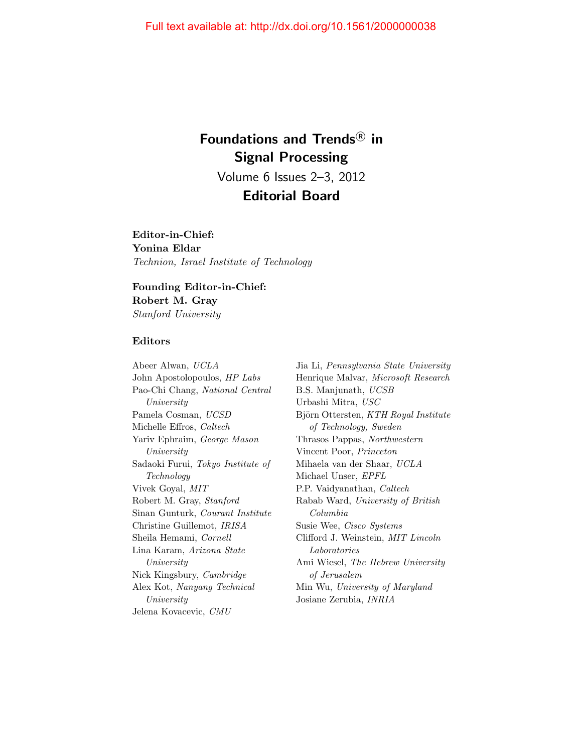# Foundations and Trends® in Signal Processing

Volume 6 Issues 2–3, 2012

## Editorial Board

**Editor-in-Chief:**
**Yonina Eldar**
*Technion, Israel Institute of Technology*

**Founding Editor-in-Chief:**
**Robert M. Gray**
*Stanford University*

**Editors**

Abeer Alwan, *UCLA*
John Apostolopoulos, *HP Labs*
Pao-Chi Chang, *National Central University*
Pamela Cosman, *UCSD*
Michelle Effros, *Caltech*
Yariv Ephraim, *George Mason University*
Sadaoki Furui, *Tokyo Institute of Technology*
Vivek Goyal, *MIT*
Robert M. Gray, *Stanford*
Sinan Gunturk, *Courant Institute*
Christine Guillemot, *IRISA*
Sheila Hemami, *Cornell*
Lina Karam, *Arizona State University*
Nick Kingsbury, *Cambridge*
Alex Kot, *Nanyang Technical University*
Jelena Kovacevic, *CMU*
Jia Li, *Pennsylvania State University*
Henrique Malvar, *Microsoft Research*
B.S. Manjunath, *UCSB*
Urbashi Mitra, *USC*
Björn Ottersten, *KTH Royal Institute of Technology, Sweden*
Thrasos Pappas, *Northwestern*
Vincent Poor, *Princeton*
Mihaela van der Shaar, *UCLA*
Michael Unser, *EPFL*
P.P. Vaidyanathan, *Caltech*
Rabab Ward, *University of British Columbia*
Susie Wee, *Cisco Systems*
Clifford J. Weinstein, *MIT Lincoln Laboratories*
Ami Wiesel, *The Hebrew University of Jerusalem*
Min Wu, *University of Maryland*
Josiane Zerubia, *INRIA*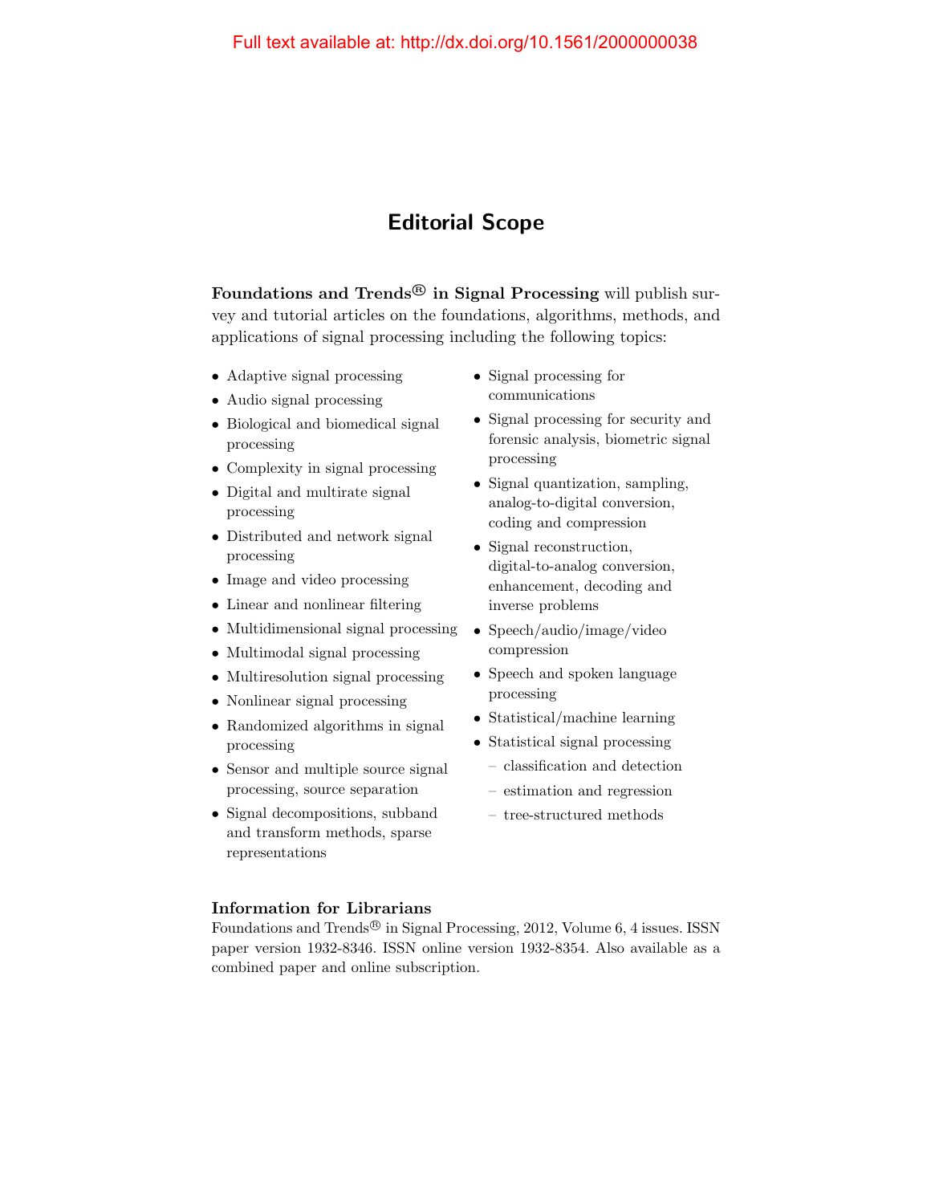# Editorial Scope

**Foundations and Trends® in Signal Processing** will publish survey and tutorial articles on the foundations, algorithms, methods, and applications of signal processing including the following topics:

- Adaptive signal processing
- Audio signal processing
- Biological and biomedical signal processing
- Complexity in signal processing
- Digital and multirate signal processing
- Distributed and network signal processing
- Image and video processing
- Linear and nonlinear filtering
- Multidimensional signal processing
- Multimodal signal processing
- Multiresolution signal processing
- Nonlinear signal processing
- Randomized algorithms in signal processing
- Sensor and multiple source signal processing, source separation
- Signal decompositions, subband and transform methods, sparse representations
- Signal processing for communications
- Signal processing for security and forensic analysis, biometric signal processing
- Signal quantization, sampling, analog-to-digital conversion, coding and compression
- Signal reconstruction, digital-to-analog conversion, enhancement, decoding and inverse problems
- Speech/audio/image/video compression
- Speech and spoken language processing
- Statistical/machine learning
- Statistical signal processing
  - classification and detection
  - estimation and regression
  - tree-structured methods

### Information for Librarians

Foundations and Trends® in Signal Processing, 2012, Volume 6, 4 issues. ISSN paper version 1932-8346. ISSN online version 1932-8354. Also available as a combined paper and online subscription.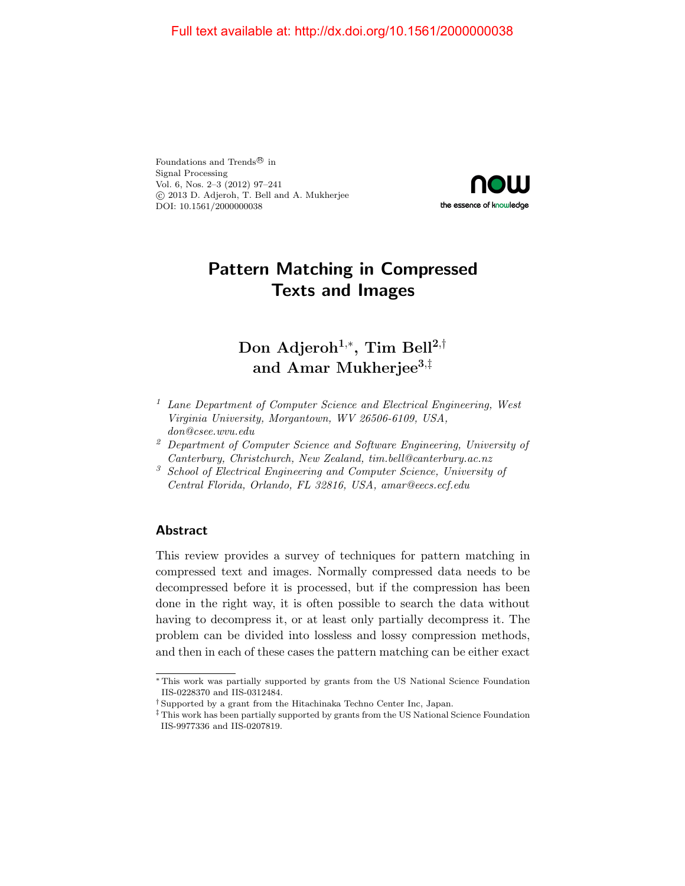Full text available at: http://dx.doi.org/10.1561/2000000038

Foundations and Trends® in
Signal Processing
Vol. 6, Nos. 2–3 (2012) 97–241
© 2013 D. Adjeroh, T. Bell and A. Mukherjee
DOI: 10.1561/2000000038

# Pattern Matching in Compressed Texts and Images

**Don Adjeroh[1,*], Tim Bell[2,†] and Amar Mukherjee[3,‡]**

[1] *Lane Department of Computer Science and Electrical Engineering, West Virginia University, Morgantown, WV 26506-6109, USA, don@csee.wvu.edu*

[2] *Department of Computer Science and Software Engineering, University of Canterbury, Christchurch, New Zealand, tim.bell@canterbury.ac.nz*

[3] *School of Electrical Engineering and Computer Science, University of Central Florida, Orlando, FL 32816, USA, amar@eecs.ecf.edu*

## Abstract

This review provides a survey of techniques for pattern matching in compressed text and images. Normally compressed data needs to be decompressed before it is processed, but if the compression has been done in the right way, it is often possible to search the data without having to decompress it, or at least only partially decompress it. The problem can be divided into lossless and lossy compression methods, and then in each of these cases the pattern matching can be either exact

[*] This work was partially supported by grants from the US National Science Foundation IIS-0228370 and IIS-0312484.

[†] Supported by a grant from the Hitachinaka Techno Center Inc, Japan.

[‡] This work has been partially supported by grants from the US National Science Foundation IIS-9977336 and IIS-0207819.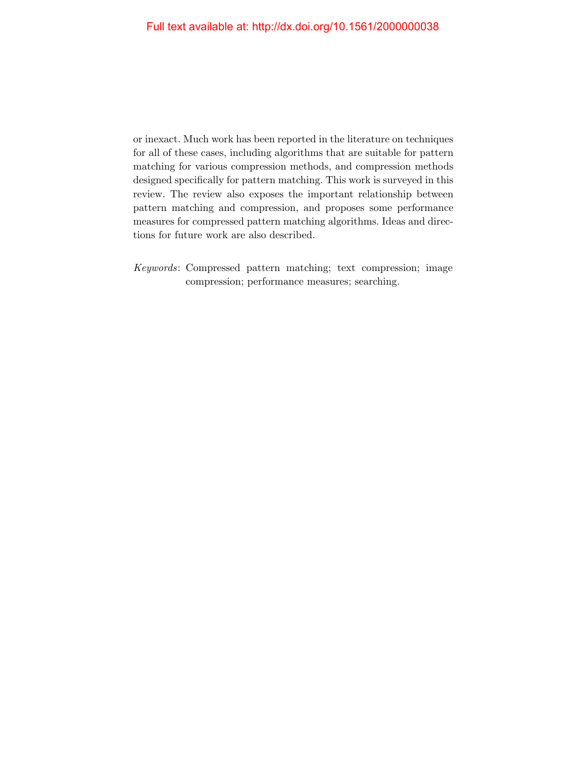or inexact. Much work has been reported in the literature on techniques for all of these cases, including algorithms that are suitable for pattern matching for various compression methods, and compression methods designed specifically for pattern matching. This work is surveyed in this review. The review also exposes the important relationship between pattern matching and compression, and proposes some performance measures for compressed pattern matching algorithms. Ideas and directions for future work are also described.

*Keywords*: Compressed pattern matching; text compression; image compression; performance measures; searching.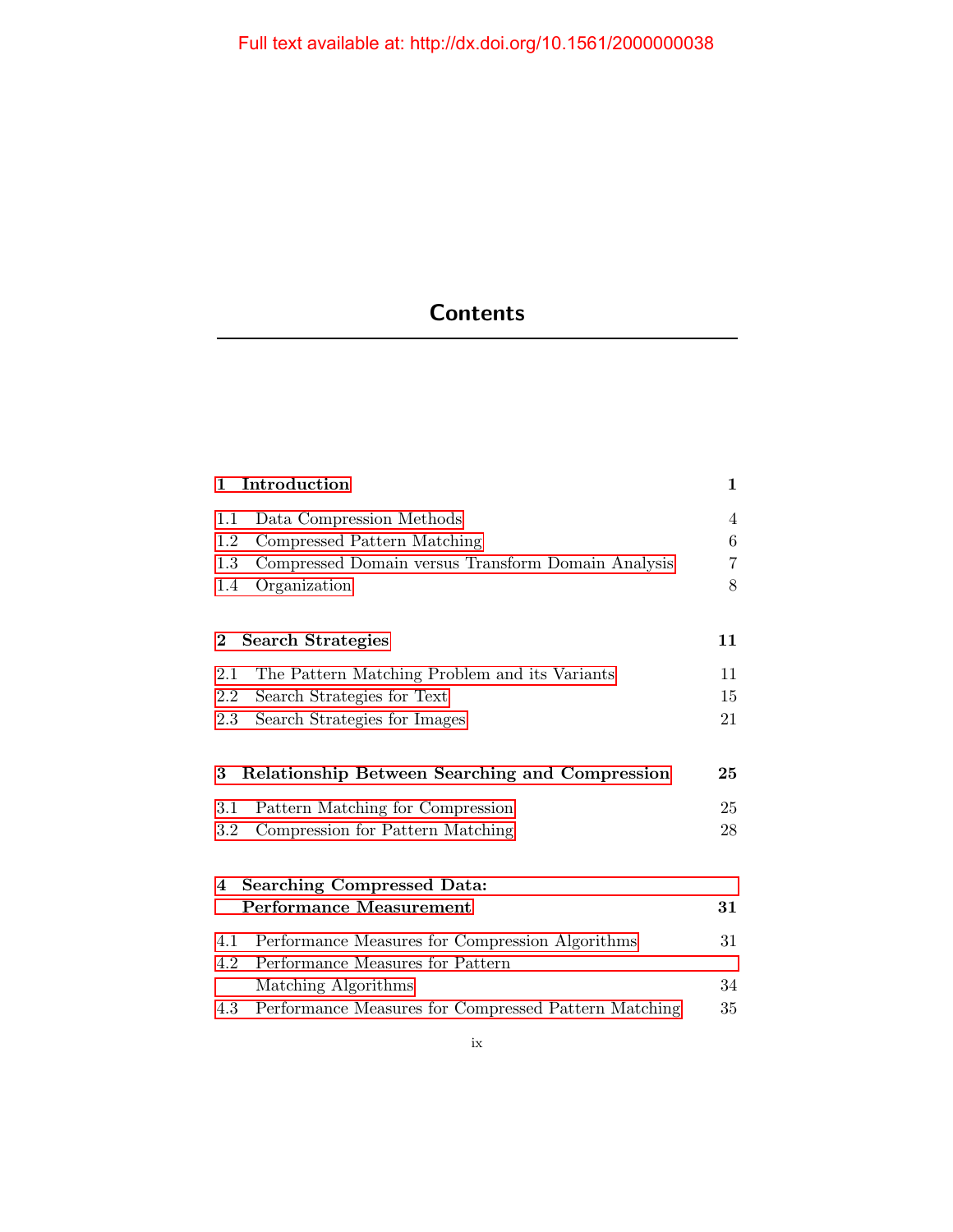Full text available at: http://dx.doi.org/10.1561/2000000038

# Contents

**1 Introduction** **1**

1.1 Data Compression Methods 4
1.2 Compressed Pattern Matching 6
1.3 Compressed Domain versus Transform Domain Analysis 7
1.4 Organization 8

**2 Search Strategies** **11**

2.1 The Pattern Matching Problem and its Variants 11
2.2 Search Strategies for Text 15
2.3 Search Strategies for Images 21

**3 Relationship Between Searching and Compression** **25**

3.1 Pattern Matching for Compression 25
3.2 Compression for Pattern Matching 28

**4 Searching Compressed Data: Performance Measurement** **31**

4.1 Performance Measures for Compression Algorithms 31
4.2 Performance Measures for Pattern Matching Algorithms 34
4.3 Performance Measures for Compressed Pattern Matching 35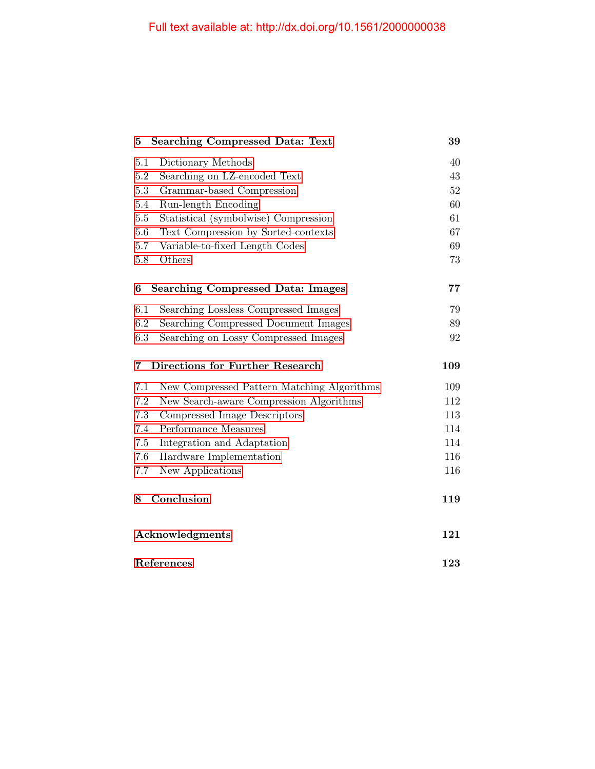| | |
|---|---|
| **5 Searching Compressed Data: Text** | **39** |
| 5.1 Dictionary Methods | 40 |
| 5.2 Searching on LZ-encoded Text | 43 |
| 5.3 Grammar-based Compression | 52 |
| 5.4 Run-length Encoding | 60 |
| 5.5 Statistical (symbolwise) Compression | 61 |
| 5.6 Text Compression by Sorted-contexts | 67 |
| 5.7 Variable-to-fixed Length Codes | 69 |
| 5.8 Others | 73 |
| **6 Searching Compressed Data: Images** | **77** |
| 6.1 Searching Lossless Compressed Images | 79 |
| 6.2 Searching Compressed Document Images | 89 |
| 6.3 Searching on Lossy Compressed Images | 92 |
| **7 Directions for Further Research** | **109** |
| 7.1 New Compressed Pattern Matching Algorithms | 109 |
| 7.2 New Search-aware Compression Algorithms | 112 |
| 7.3 Compressed Image Descriptors | 113 |
| 7.4 Performance Measures | 114 |
| 7.5 Integration and Adaptation | 114 |
| 7.6 Hardware Implementation | 116 |
| 7.7 New Applications | 116 |
| **8 Conclusion** | **119** |
| **Acknowledgments** | **121** |
| **References** | **123** |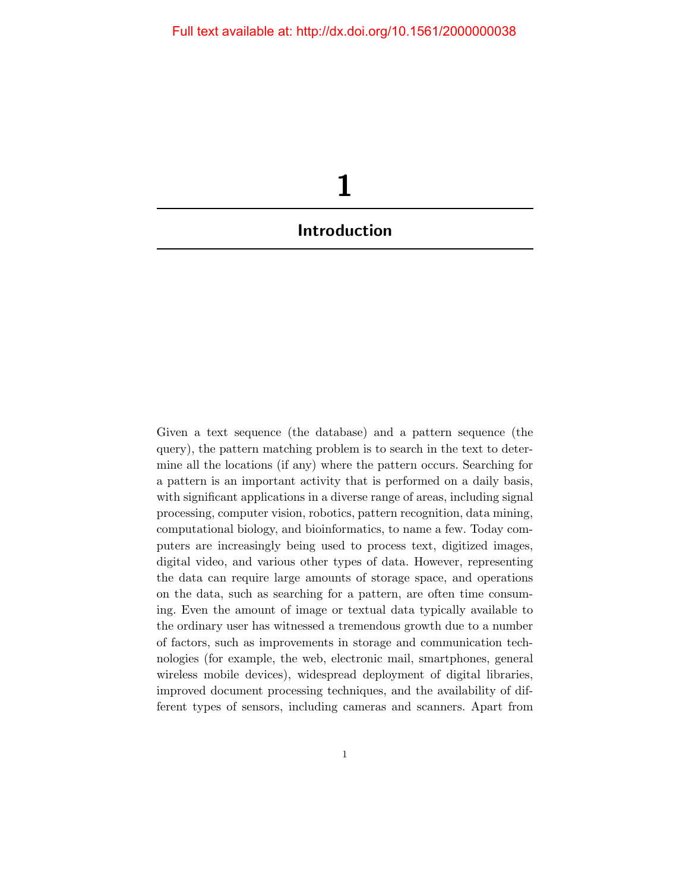# 1

## Introduction

Given a text sequence (the database) and a pattern sequence (the query), the pattern matching problem is to search in the text to determine all the locations (if any) where the pattern occurs. Searching for a pattern is an important activity that is performed on a daily basis, with significant applications in a diverse range of areas, including signal processing, computer vision, robotics, pattern recognition, data mining, computational biology, and bioinformatics, to name a few. Today computers are increasingly being used to process text, digitized images, digital video, and various other types of data. However, representing the data can require large amounts of storage space, and operations on the data, such as searching for a pattern, are often time consuming. Even the amount of image or textual data typically available to the ordinary user has witnessed a tremendous growth due to a number of factors, such as improvements in storage and communication technologies (for example, the web, electronic mail, smartphones, general wireless mobile devices), widespread deployment of digital libraries, improved document processing techniques, and the availability of different types of sensors, including cameras and scanners. Apart from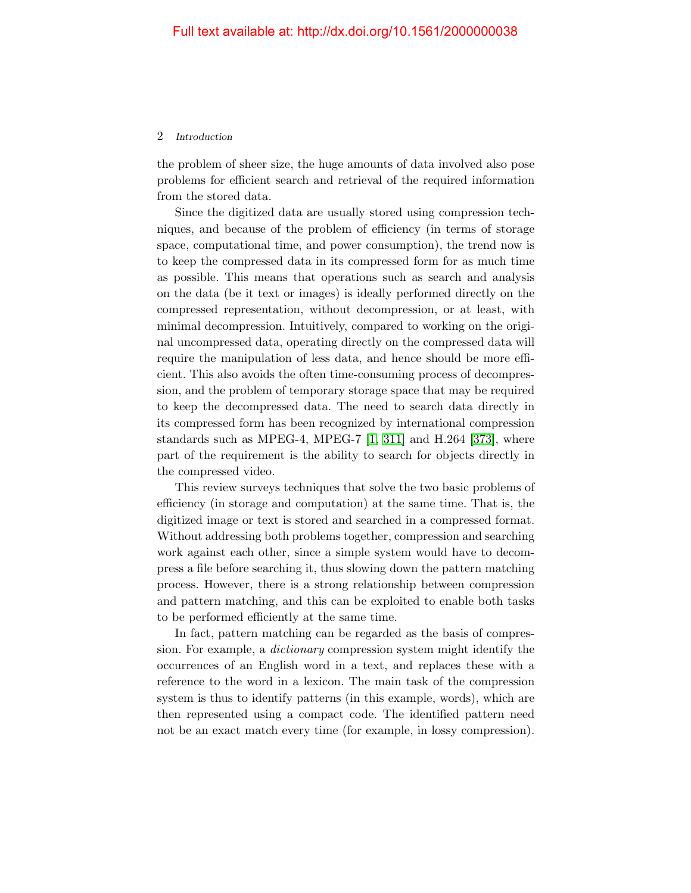the problem of sheer size, the huge amounts of data involved also pose problems for efficient search and retrieval of the required information from the stored data.

Since the digitized data are usually stored using compression techniques, and because of the problem of efficiency (in terms of storage space, computational time, and power consumption), the trend now is to keep the compressed data in its compressed form for as much time as possible. This means that operations such as search and analysis on the data (be it text or images) is ideally performed directly on the compressed representation, without decompression, or at least, with minimal decompression. Intuitively, compared to working on the original uncompressed data, operating directly on the compressed data will require the manipulation of less data, and hence should be more efficient. This also avoids the often time-consuming process of decompression, and the problem of temporary storage space that may be required to keep the decompressed data. The need to search data directly in its compressed form has been recognized by international compression standards such as MPEG-4, MPEG-7 [1, 311] and H.264 [373], where part of the requirement is the ability to search for objects directly in the compressed video.

This review surveys techniques that solve the two basic problems of efficiency (in storage and computation) at the same time. That is, the digitized image or text is stored and searched in a compressed format. Without addressing both problems together, compression and searching work against each other, since a simple system would have to decompress a file before searching it, thus slowing down the pattern matching process. However, there is a strong relationship between compression and pattern matching, and this can be exploited to enable both tasks to be performed efficiently at the same time.

In fact, pattern matching can be regarded as the basis of compression. For example, a *dictionary* compression system might identify the occurrences of an English word in a text, and replaces these with a reference to the word in a lexicon. The main task of the compression system is thus to identify patterns (in this example, words), which are then represented using a compact code. The identified pattern need not be an exact match every time (for example, in lossy compression).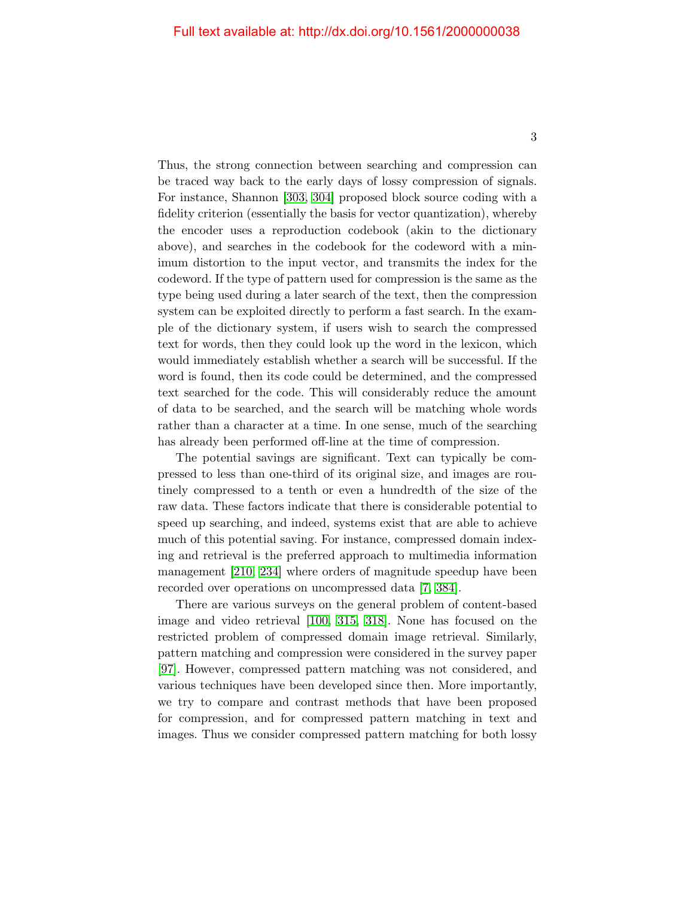Thus, the strong connection between searching and compression can be traced way back to the early days of lossy compression of signals. For instance, Shannon [303, 304] proposed block source coding with a fidelity criterion (essentially the basis for vector quantization), whereby the encoder uses a reproduction codebook (akin to the dictionary above), and searches in the codebook for the codeword with a minimum distortion to the input vector, and transmits the index for the codeword. If the type of pattern used for compression is the same as the type being used during a later search of the text, then the compression system can be exploited directly to perform a fast search. In the example of the dictionary system, if users wish to search the compressed text for words, then they could look up the word in the lexicon, which would immediately establish whether a search will be successful. If the word is found, then its code could be determined, and the compressed text searched for the code. This will considerably reduce the amount of data to be searched, and the search will be matching whole words rather than a character at a time. In one sense, much of the searching has already been performed off-line at the time of compression.

The potential savings are significant. Text can typically be compressed to less than one-third of its original size, and images are routinely compressed to a tenth or even a hundredth of the size of the raw data. These factors indicate that there is considerable potential to speed up searching, and indeed, systems exist that are able to achieve much of this potential saving. For instance, compressed domain indexing and retrieval is the preferred approach to multimedia information management [210, 234] where orders of magnitude speedup have been recorded over operations on uncompressed data [7, 384].

There are various surveys on the general problem of content-based image and video retrieval [100, 315, 318]. None has focused on the restricted problem of compressed domain image retrieval. Similarly, pattern matching and compression were considered in the survey paper [97]. However, compressed pattern matching was not considered, and various techniques have been developed since then. More importantly, we try to compare and contrast methods that have been proposed for compression, and for compressed pattern matching in text and images. Thus we consider compressed pattern matching for both lossy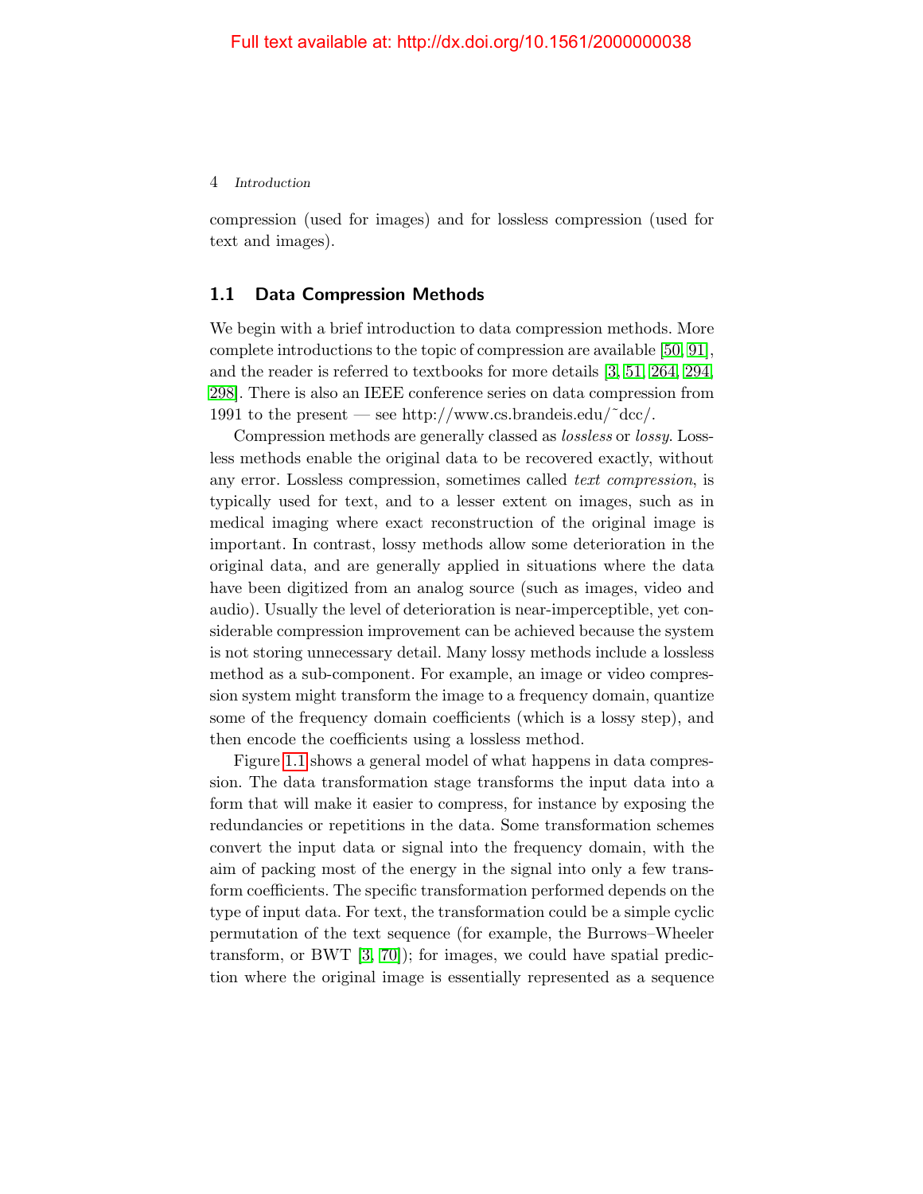compression (used for images) and for lossless compression (used for text and images).

## 1.1 Data Compression Methods

We begin with a brief introduction to data compression methods. More complete introductions to the topic of compression are available [50, 91], and the reader is referred to textbooks for more details [3, 51, 264, 294, 298]. There is also an IEEE conference series on data compression from 1991 to the present — see http://www.cs.brandeis.edu/˜dcc/.

Compression methods are generally classed as *lossless* or *lossy*. Lossless methods enable the original data to be recovered exactly, without any error. Lossless compression, sometimes called *text compression*, is typically used for text, and to a lesser extent on images, such as in medical imaging where exact reconstruction of the original image is important. In contrast, lossy methods allow some deterioration in the original data, and are generally applied in situations where the data have been digitized from an analog source (such as images, video and audio). Usually the level of deterioration is near-imperceptible, yet considerable compression improvement can be achieved because the system is not storing unnecessary detail. Many lossy methods include a lossless method as a sub-component. For example, an image or video compression system might transform the image to a frequency domain, quantize some of the frequency domain coefficients (which is a lossy step), and then encode the coefficients using a lossless method.

Figure 1.1 shows a general model of what happens in data compression. The data transformation stage transforms the input data into a form that will make it easier to compress, for instance by exposing the redundancies or repetitions in the data. Some transformation schemes convert the input data or signal into the frequency domain, with the aim of packing most of the energy in the signal into only a few transform coefficients. The specific transformation performed depends on the type of input data. For text, the transformation could be a simple cyclic permutation of the text sequence (for example, the Burrows–Wheeler transform, or BWT [3, 70]); for images, we could have spatial prediction where the original image is essentially represented as a sequence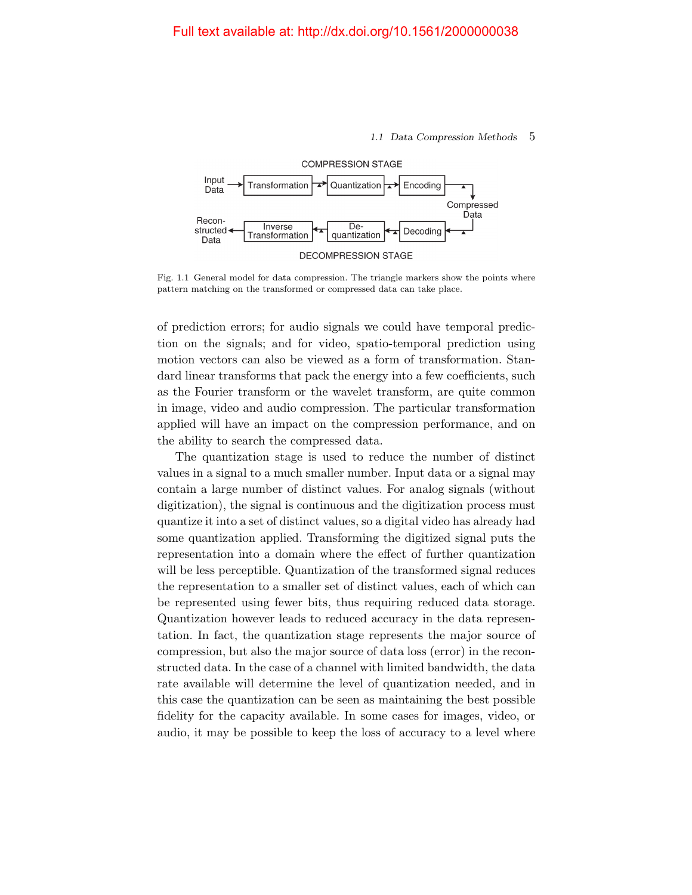Fig. 1.1 General model for data compression. The triangle markers show the points where pattern matching on the transformed or compressed data can take place.

of prediction errors; for audio signals we could have temporal prediction on the signals; and for video, spatio-temporal prediction using motion vectors can also be viewed as a form of transformation. Standard linear transforms that pack the energy into a few coefficients, such as the Fourier transform or the wavelet transform, are quite common in image, video and audio compression. The particular transformation applied will have an impact on the compression performance, and on the ability to search the compressed data.

The quantization stage is used to reduce the number of distinct values in a signal to a much smaller number. Input data or a signal may contain a large number of distinct values. For analog signals (without digitization), the signal is continuous and the digitization process must quantize it into a set of distinct values, so a digital video has already had some quantization applied. Transforming the digitized signal puts the representation into a domain where the effect of further quantization will be less perceptible. Quantization of the transformed signal reduces the representation to a smaller set of distinct values, each of which can be represented using fewer bits, thus requiring reduced data storage. Quantization however leads to reduced accuracy in the data representation. In fact, the quantization stage represents the major source of compression, but also the major source of data loss (error) in the reconstructed data. In the case of a channel with limited bandwidth, the data rate available will determine the level of quantization needed, and in this case the quantization can be seen as maintaining the best possible fidelity for the capacity available. In some cases for images, video, or audio, it may be possible to keep the loss of accuracy to a level where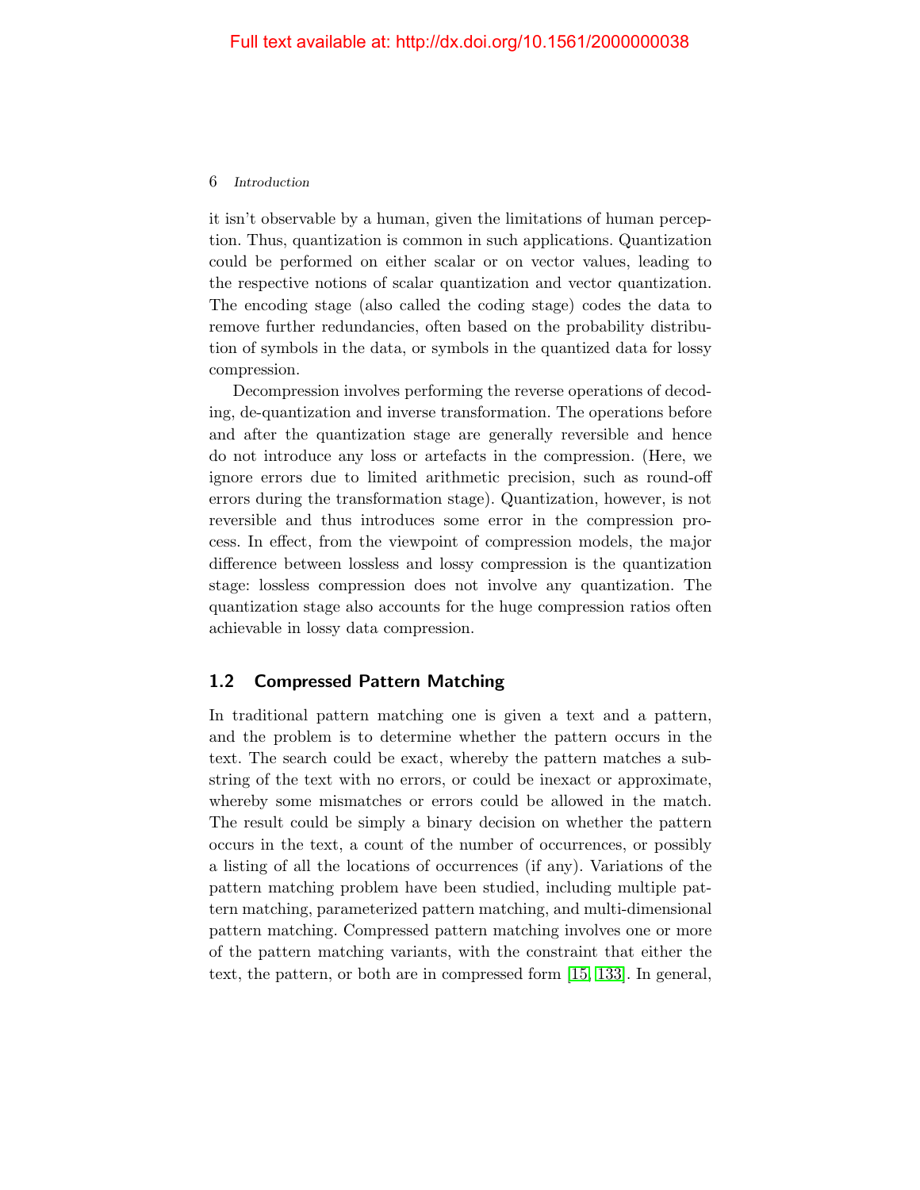it isn't observable by a human, given the limitations of human perception. Thus, quantization is common in such applications. Quantization could be performed on either scalar or on vector values, leading to the respective notions of scalar quantization and vector quantization. The encoding stage (also called the coding stage) codes the data to remove further redundancies, often based on the probability distribution of symbols in the data, or symbols in the quantized data for lossy compression.

Decompression involves performing the reverse operations of decoding, de-quantization and inverse transformation. The operations before and after the quantization stage are generally reversible and hence do not introduce any loss or artefacts in the compression. (Here, we ignore errors due to limited arithmetic precision, such as round-off errors during the transformation stage). Quantization, however, is not reversible and thus introduces some error in the compression process. In effect, from the viewpoint of compression models, the major difference between lossless and lossy compression is the quantization stage: lossless compression does not involve any quantization. The quantization stage also accounts for the huge compression ratios often achievable in lossy data compression.

## 1.2 Compressed Pattern Matching

In traditional pattern matching one is given a text and a pattern, and the problem is to determine whether the pattern occurs in the text. The search could be exact, whereby the pattern matches a substring of the text with no errors, or could be inexact or approximate, whereby some mismatches or errors could be allowed in the match. The result could be simply a binary decision on whether the pattern occurs in the text, a count of the number of occurrences, or possibly a listing of all the locations of occurrences (if any). Variations of the pattern matching problem have been studied, including multiple pattern matching, parameterized pattern matching, and multi-dimensional pattern matching. Compressed pattern matching involves one or more of the pattern matching variants, with the constraint that either the text, the pattern, or both are in compressed form [15, 133]. In general,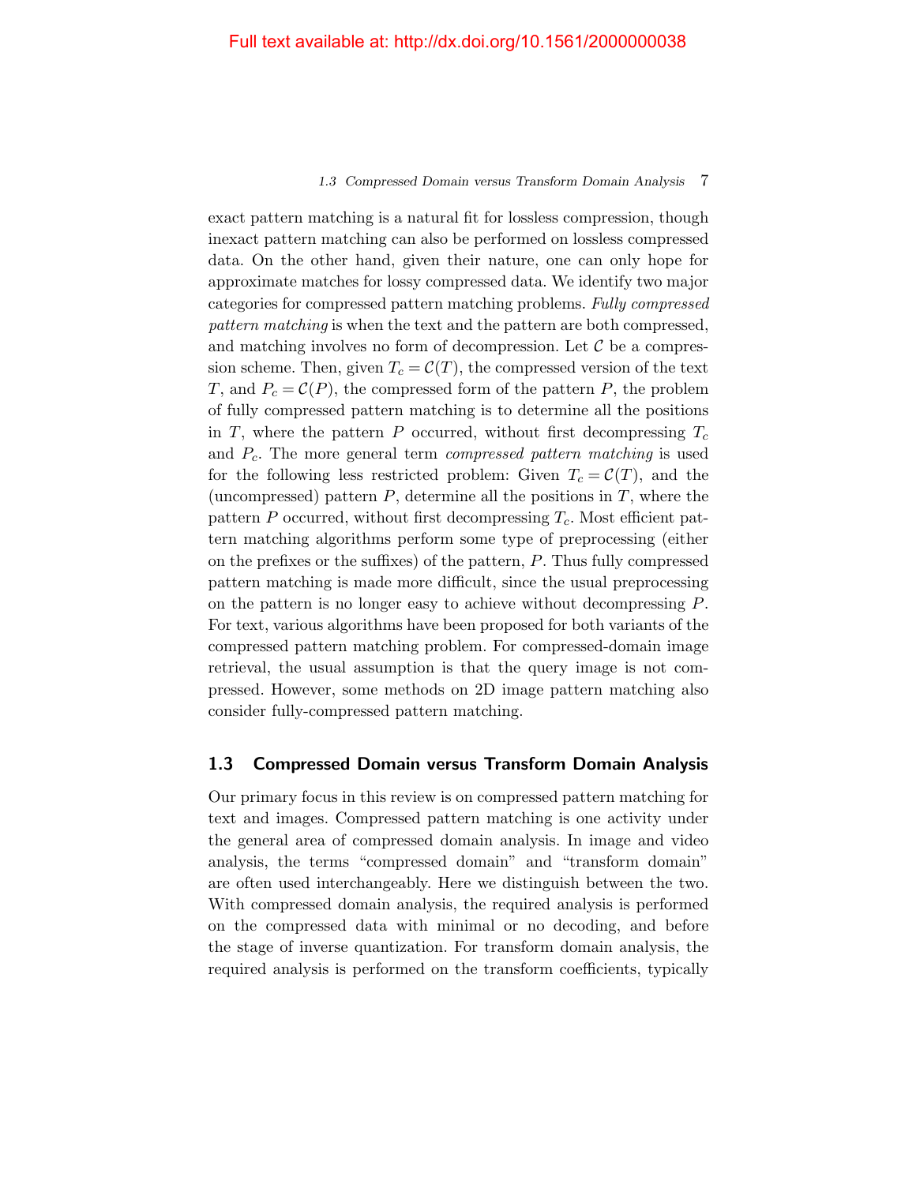exact pattern matching is a natural fit for lossless compression, though inexact pattern matching can also be performed on lossless compressed data. On the other hand, given their nature, one can only hope for approximate matches for lossy compressed data. We identify two major categories for compressed pattern matching problems. *Fully compressed pattern matching* is when the text and the pattern are both compressed, and matching involves no form of decompression. Let $\mathcal{C}$ be a compression scheme. Then, given $T_c = \mathcal{C}(T)$, the compressed version of the text $T$, and $P_c = \mathcal{C}(P)$, the compressed form of the pattern $P$, the problem of fully compressed pattern matching is to determine all the positions in $T$, where the pattern $P$ occurred, without first decompressing $T_c$ and $P_c$. The more general term *compressed pattern matching* is used for the following less restricted problem: Given $T_c = \mathcal{C}(T)$, and the (uncompressed) pattern $P$, determine all the positions in $T$, where the pattern $P$ occurred, without first decompressing $T_c$. Most efficient pattern matching algorithms perform some type of preprocessing (either on the prefixes or the suffixes) of the pattern, $P$. Thus fully compressed pattern matching is made more difficult, since the usual preprocessing on the pattern is no longer easy to achieve without decompressing $P$. For text, various algorithms have been proposed for both variants of the compressed pattern matching problem. For compressed-domain image retrieval, the usual assumption is that the query image is not compressed. However, some methods on 2D image pattern matching also consider fully-compressed pattern matching.

## 1.3 Compressed Domain versus Transform Domain Analysis

Our primary focus in this review is on compressed pattern matching for text and images. Compressed pattern matching is one activity under the general area of compressed domain analysis. In image and video analysis, the terms "compressed domain" and "transform domain" are often used interchangeably. Here we distinguish between the two. With compressed domain analysis, the required analysis is performed on the compressed data with minimal or no decoding, and before the stage of inverse quantization. For transform domain analysis, the required analysis is performed on the transform coefficients, typically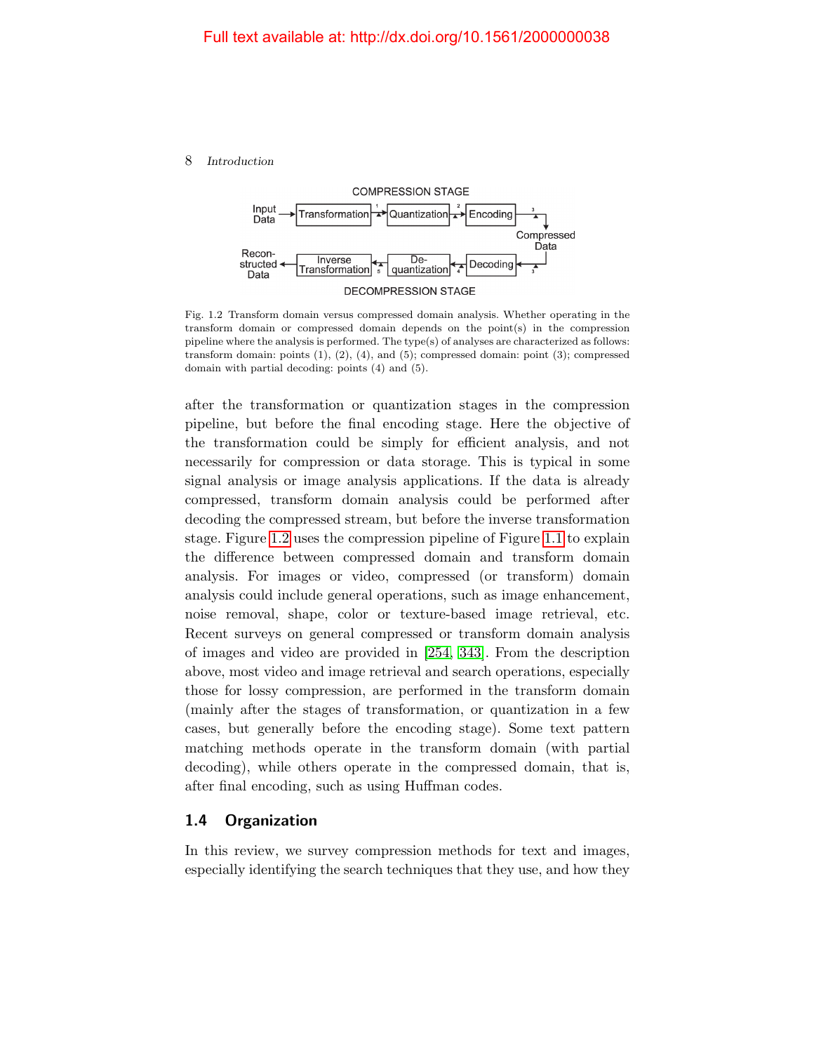COMPRESSION STAGE

Input Data → Transformation →(1) Quantization →(2) Encoding →(3) Compressed Data

Reconstructed Data ← Inverse Transformation ←(5) De-quantization ←(4) Decoding ←(3) Compressed Data

DECOMPRESSION STAGE

Fig. 1.2 Transform domain versus compressed domain analysis. Whether operating in the transform domain or compressed domain depends on the point(s) in the compression pipeline where the analysis is performed. The type(s) of analyses are characterized as follows: transform domain: points (1), (2), (4), and (5); compressed domain: point (3); compressed domain with partial decoding: points (4) and (5).

after the transformation or quantization stages in the compression pipeline, but before the final encoding stage. Here the objective of the transformation could be simply for efficient analysis, and not necessarily for compression or data storage. This is typical in some signal analysis or image analysis applications. If the data is already compressed, transform domain analysis could be performed after decoding the compressed stream, but before the inverse transformation stage. Figure 1.2 uses the compression pipeline of Figure 1.1 to explain the difference between compressed domain and transform domain analysis. For images or video, compressed (or transform) domain analysis could include general operations, such as image enhancement, noise removal, shape, color or texture-based image retrieval, etc. Recent surveys on general compressed or transform domain analysis of images and video are provided in [254, 343]. From the description above, most video and image retrieval and search operations, especially those for lossy compression, are performed in the transform domain (mainly after the stages of transformation, or quantization in a few cases, but generally before the encoding stage). Some text pattern matching methods operate in the transform domain (with partial decoding), while others operate in the compressed domain, that is, after final encoding, such as using Huffman codes.

## 1.4 Organization

In this review, we survey compression methods for text and images, especially identifying the search techniques that they use, and how they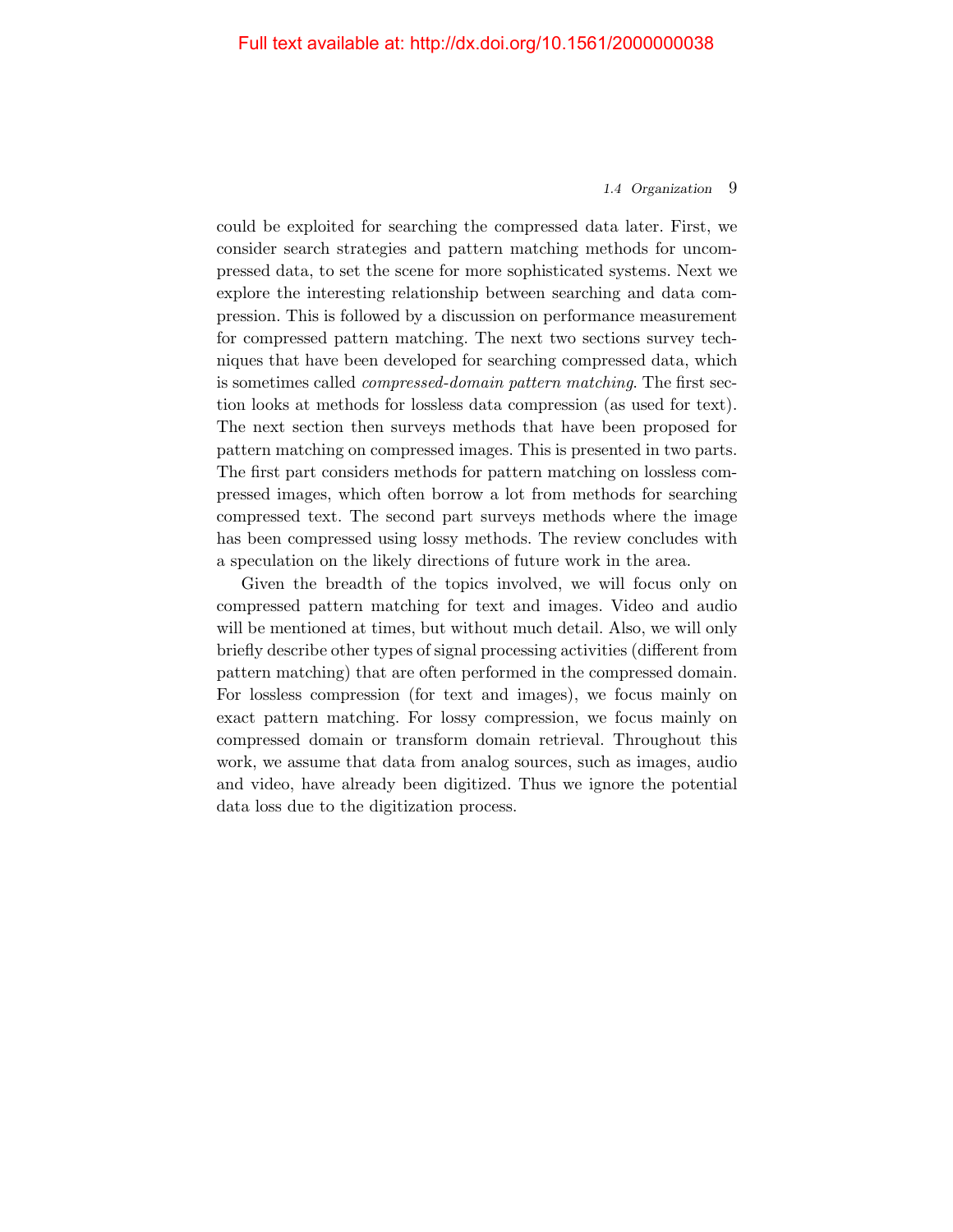could be exploited for searching the compressed data later. First, we consider search strategies and pattern matching methods for uncompressed data, to set the scene for more sophisticated systems. Next we explore the interesting relationship between searching and data compression. This is followed by a discussion on performance measurement for compressed pattern matching. The next two sections survey techniques that have been developed for searching compressed data, which is sometimes called *compressed-domain pattern matching*. The first section looks at methods for lossless data compression (as used for text). The next section then surveys methods that have been proposed for pattern matching on compressed images. This is presented in two parts. The first part considers methods for pattern matching on lossless compressed images, which often borrow a lot from methods for searching compressed text. The second part surveys methods where the image has been compressed using lossy methods. The review concludes with a speculation on the likely directions of future work in the area.

Given the breadth of the topics involved, we will focus only on compressed pattern matching for text and images. Video and audio will be mentioned at times, but without much detail. Also, we will only briefly describe other types of signal processing activities (different from pattern matching) that are often performed in the compressed domain. For lossless compression (for text and images), we focus mainly on exact pattern matching. For lossy compression, we focus mainly on compressed domain or transform domain retrieval. Throughout this work, we assume that data from analog sources, such as images, audio and video, have already been digitized. Thus we ignore the potential data loss due to the digitization process.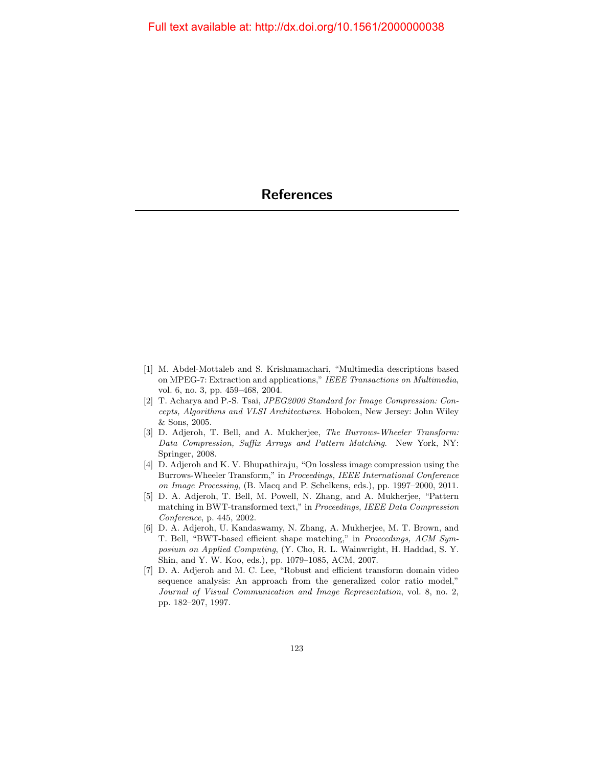# References

[1] M. Abdel-Mottaleb and S. Krishnamachari, "Multimedia descriptions based on MPEG-7: Extraction and applications," *IEEE Transactions on Multimedia*, vol. 6, no. 3, pp. 459–468, 2004.

[2] T. Acharya and P.-S. Tsai, *JPEG2000 Standard for Image Compression: Concepts, Algorithms and VLSI Architectures*. Hoboken, New Jersey: John Wiley & Sons, 2005.

[3] D. Adjeroh, T. Bell, and A. Mukherjee, *The Burrows-Wheeler Transform: Data Compression, Suffix Arrays and Pattern Matching*. New York, NY: Springer, 2008.

[4] D. Adjeroh and K. V. Bhupathiraju, "On lossless image compression using the Burrows-Wheeler Transform," in *Proceedings, IEEE International Conference on Image Processing*, (B. Macq and P. Schelkens, eds.), pp. 1997–2000, 2011.

[5] D. A. Adjeroh, T. Bell, M. Powell, N. Zhang, and A. Mukherjee, "Pattern matching in BWT-transformed text," in *Proceedings, IEEE Data Compression Conference*, p. 445, 2002.

[6] D. A. Adjeroh, U. Kandaswamy, N. Zhang, A. Mukherjee, M. T. Brown, and T. Bell, "BWT-based efficient shape matching," in *Proceedings, ACM Symposium on Applied Computing*, (Y. Cho, R. L. Wainwright, H. Haddad, S. Y. Shin, and Y. W. Koo, eds.), pp. 1079–1085, ACM, 2007.

[7] D. A. Adjeroh and M. C. Lee, "Robust and efficient transform domain video sequence analysis: An approach from the generalized color ratio model," *Journal of Visual Communication and Image Representation*, vol. 8, no. 2, pp. 182–207, 1997.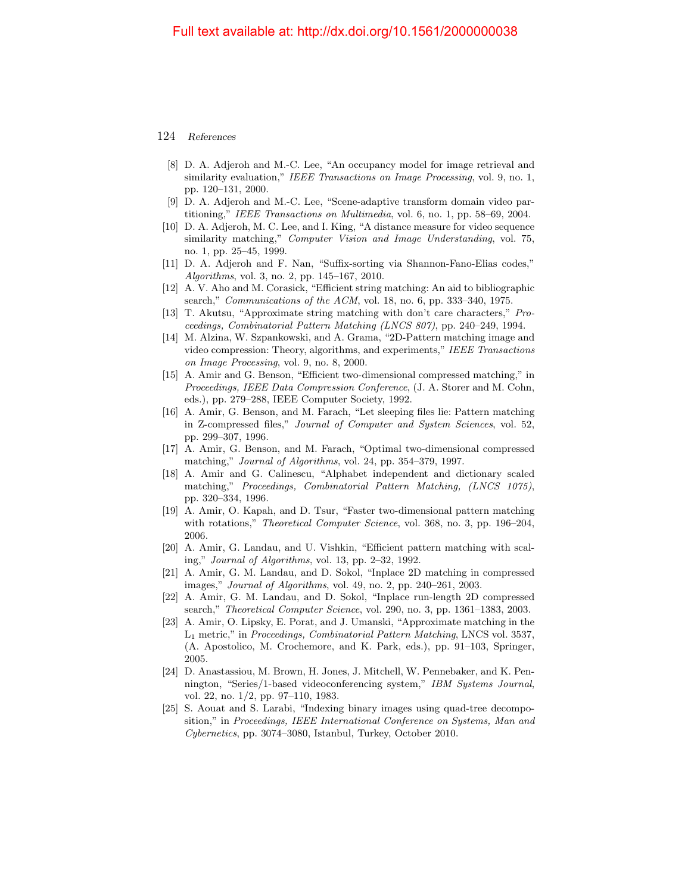[8] D. A. Adjeroh and M.-C. Lee, "An occupancy model for image retrieval and similarity evaluation," *IEEE Transactions on Image Processing*, vol. 9, no. 1, pp. 120–131, 2000.

[9] D. A. Adjeroh and M.-C. Lee, "Scene-adaptive transform domain video partitioning," *IEEE Transactions on Multimedia*, vol. 6, no. 1, pp. 58–69, 2004.

[10] D. A. Adjeroh, M. C. Lee, and I. King, "A distance measure for video sequence similarity matching," *Computer Vision and Image Understanding*, vol. 75, no. 1, pp. 25–45, 1999.

[11] D. A. Adjeroh and F. Nan, "Suffix-sorting via Shannon-Fano-Elias codes," *Algorithms*, vol. 3, no. 2, pp. 145–167, 2010.

[12] A. V. Aho and M. Corasick, "Efficient string matching: An aid to bibliographic search," *Communications of the ACM*, vol. 18, no. 6, pp. 333–340, 1975.

[13] T. Akutsu, "Approximate string matching with don't care characters," *Proceedings, Combinatorial Pattern Matching (LNCS 807)*, pp. 240–249, 1994.

[14] M. Alzina, W. Szpankowski, and A. Grama, "2D-Pattern matching image and video compression: Theory, algorithms, and experiments," *IEEE Transactions on Image Processing*, vol. 9, no. 8, 2000.

[15] A. Amir and G. Benson, "Efficient two-dimensional compressed matching," in *Proceedings, IEEE Data Compression Conference*, (J. A. Storer and M. Cohn, eds.), pp. 279–288, IEEE Computer Society, 1992.

[16] A. Amir, G. Benson, and M. Farach, "Let sleeping files lie: Pattern matching in Z-compressed files," *Journal of Computer and System Sciences*, vol. 52, pp. 299–307, 1996.

[17] A. Amir, G. Benson, and M. Farach, "Optimal two-dimensional compressed matching," *Journal of Algorithms*, vol. 24, pp. 354–379, 1997.

[18] A. Amir and G. Calinescu, "Alphabet independent and dictionary scaled matching," *Proceedings, Combinatorial Pattern Matching, (LNCS 1075)*, pp. 320–334, 1996.

[19] A. Amir, O. Kapah, and D. Tsur, "Faster two-dimensional pattern matching with rotations," *Theoretical Computer Science*, vol. 368, no. 3, pp. 196–204, 2006.

[20] A. Amir, G. Landau, and U. Vishkin, "Efficient pattern matching with scaling," *Journal of Algorithms*, vol. 13, pp. 2–32, 1992.

[21] A. Amir, G. M. Landau, and D. Sokol, "Inplace 2D matching in compressed images," *Journal of Algorithms*, vol. 49, no. 2, pp. 240–261, 2003.

[22] A. Amir, G. M. Landau, and D. Sokol, "Inplace run-length 2D compressed search," *Theoretical Computer Science*, vol. 290, no. 3, pp. 1361–1383, 2003.

[23] A. Amir, O. Lipsky, E. Porat, and J. Umanski, "Approximate matching in the $L_1$ metric," in *Proceedings, Combinatorial Pattern Matching*, LNCS vol. 3537, (A. Apostolico, M. Crochemore, and K. Park, eds.), pp. 91–103, Springer, 2005.

[24] D. Anastassiou, M. Brown, H. Jones, J. Mitchell, W. Pennebaker, and K. Pennington, "Series/1-based videoconferencing system," *IBM Systems Journal*, vol. 22, no. 1/2, pp. 97–110, 1983.

[25] S. Aouat and S. Larabi, "Indexing binary images using quad-tree decomposition," in *Proceedings, IEEE International Conference on Systems, Man and Cybernetics*, pp. 3074–3080, Istanbul, Turkey, October 2010.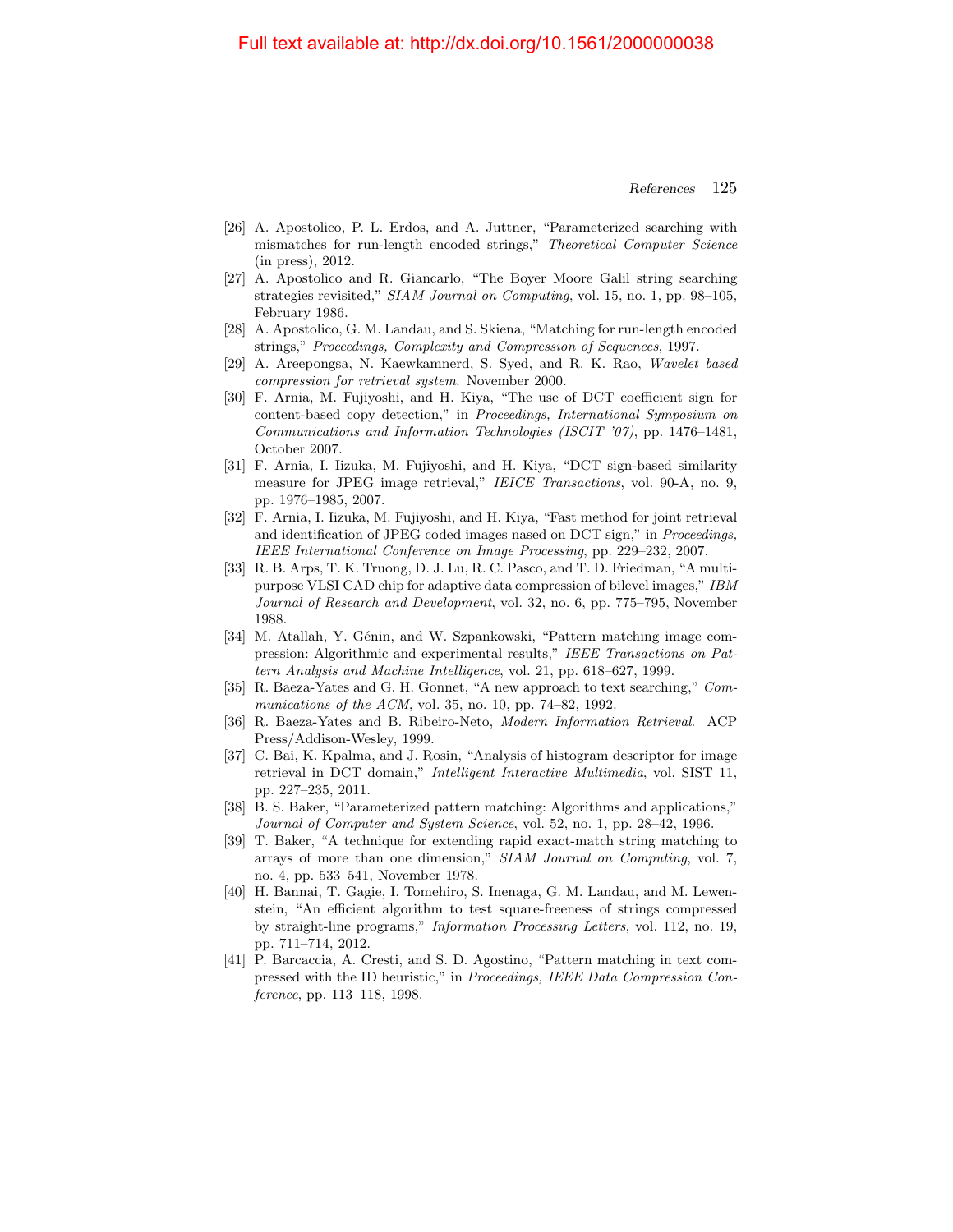[26] A. Apostolico, P. L. Erdos, and A. Juttner, "Parameterized searching with mismatches for run-length encoded strings," *Theoretical Computer Science* (in press), 2012.

[27] A. Apostolico and R. Giancarlo, "The Boyer Moore Galil string searching strategies revisited," *SIAM Journal on Computing*, vol. 15, no. 1, pp. 98–105, February 1986.

[28] A. Apostolico, G. M. Landau, and S. Skiena, "Matching for run-length encoded strings," *Proceedings, Complexity and Compression of Sequences*, 1997.

[29] A. Areepongsa, N. Kaewkamnerd, S. Syed, and R. K. Rao, *Wavelet based compression for retrieval system*. November 2000.

[30] F. Arnia, M. Fujiyoshi, and H. Kiya, "The use of DCT coefficient sign for content-based copy detection," in *Proceedings, International Symposium on Communications and Information Technologies (ISCIT '07)*, pp. 1476–1481, October 2007.

[31] F. Arnia, I. Iizuka, M. Fujiyoshi, and H. Kiya, "DCT sign-based similarity measure for JPEG image retrieval," *IEICE Transactions*, vol. 90-A, no. 9, pp. 1976–1985, 2007.

[32] F. Arnia, I. Iizuka, M. Fujiyoshi, and H. Kiya, "Fast method for joint retrieval and identification of JPEG coded images nased on DCT sign," in *Proceedings, IEEE International Conference on Image Processing*, pp. 229–232, 2007.

[33] R. B. Arps, T. K. Truong, D. J. Lu, R. C. Pasco, and T. D. Friedman, "A multi-purpose VLSI CAD chip for adaptive data compression of bilevel images," *IBM Journal of Research and Development*, vol. 32, no. 6, pp. 775–795, November 1988.

[34] M. Atallah, Y. Génin, and W. Szpankowski, "Pattern matching image compression: Algorithmic and experimental results," *IEEE Transactions on Pattern Analysis and Machine Intelligence*, vol. 21, pp. 618–627, 1999.

[35] R. Baeza-Yates and G. H. Gonnet, "A new approach to text searching," *Communications of the ACM*, vol. 35, no. 10, pp. 74–82, 1992.

[36] R. Baeza-Yates and B. Ribeiro-Neto, *Modern Information Retrieval*. ACP Press/Addison-Wesley, 1999.

[37] C. Bai, K. Kpalma, and J. Rosin, "Analysis of histogram descriptor for image retrieval in DCT domain," *Intelligent Interactive Multimedia*, vol. SIST 11, pp. 227–235, 2011.

[38] B. S. Baker, "Parameterized pattern matching: Algorithms and applications," *Journal of Computer and System Science*, vol. 52, no. 1, pp. 28–42, 1996.

[39] T. Baker, "A technique for extending rapid exact-match string matching to arrays of more than one dimension," *SIAM Journal on Computing*, vol. 7, no. 4, pp. 533–541, November 1978.

[40] H. Bannai, T. Gagie, I. Tomehiro, S. Inenaga, G. M. Landau, and M. Lewenstein, "An efficient algorithm to test square-freeness of strings compressed by straight-line programs," *Information Processing Letters*, vol. 112, no. 19, pp. 711–714, 2012.

[41] P. Barcaccia, A. Cresti, and S. D. Agostino, "Pattern matching in text compressed with the ID heuristic," in *Proceedings, IEEE Data Compression Conference*, pp. 113–118, 1998.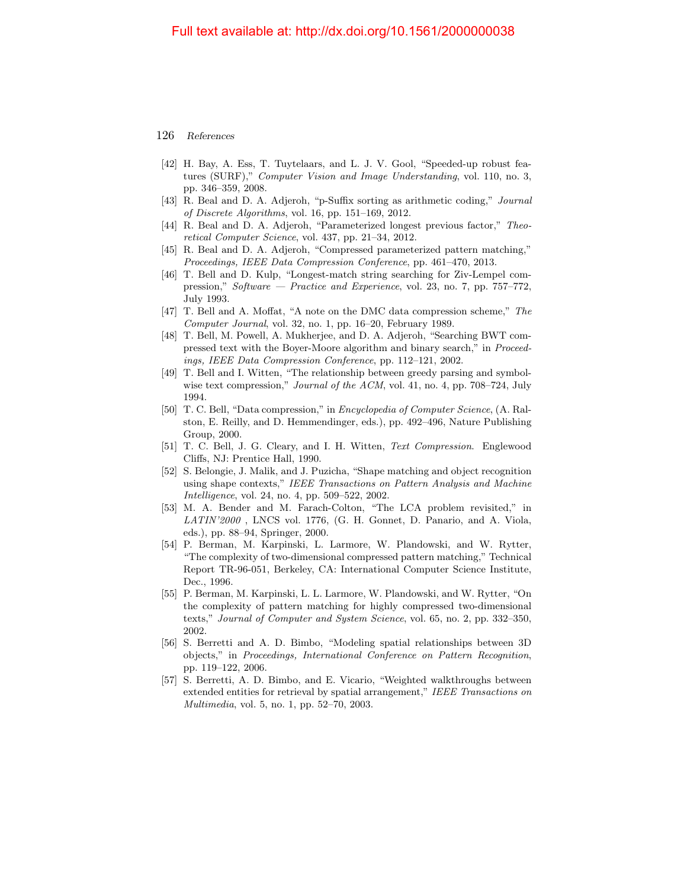[42] H. Bay, A. Ess, T. Tuytelaars, and L. J. V. Gool, "Speeded-up robust features (SURF)," *Computer Vision and Image Understanding*, vol. 110, no. 3, pp. 346–359, 2008.

[43] R. Beal and D. A. Adjeroh, "p-Suffix sorting as arithmetic coding," *Journal of Discrete Algorithms*, vol. 16, pp. 151–169, 2012.

[44] R. Beal and D. A. Adjeroh, "Parameterized longest previous factor," *Theoretical Computer Science*, vol. 437, pp. 21–34, 2012.

[45] R. Beal and D. A. Adjeroh, "Compressed parameterized pattern matching," *Proceedings, IEEE Data Compression Conference*, pp. 461–470, 2013.

[46] T. Bell and D. Kulp, "Longest-match string searching for Ziv-Lempel compression," *Software — Practice and Experience*, vol. 23, no. 7, pp. 757–772, July 1993.

[47] T. Bell and A. Moffat, "A note on the DMC data compression scheme," *The Computer Journal*, vol. 32, no. 1, pp. 16–20, February 1989.

[48] T. Bell, M. Powell, A. Mukherjee, and D. A. Adjeroh, "Searching BWT compressed text with the Boyer-Moore algorithm and binary search," in *Proceedings, IEEE Data Compression Conference*, pp. 112–121, 2002.

[49] T. Bell and I. Witten, "The relationship between greedy parsing and symbolwise text compression," *Journal of the ACM*, vol. 41, no. 4, pp. 708–724, July 1994.

[50] T. C. Bell, "Data compression," in *Encyclopedia of Computer Science*, (A. Ralston, E. Reilly, and D. Hemmendinger, eds.), pp. 492–496, Nature Publishing Group, 2000.

[51] T. C. Bell, J. G. Cleary, and I. H. Witten, *Text Compression*. Englewood Cliffs, NJ: Prentice Hall, 1990.

[52] S. Belongie, J. Malik, and J. Puzicha, "Shape matching and object recognition using shape contexts," *IEEE Transactions on Pattern Analysis and Machine Intelligence*, vol. 24, no. 4, pp. 509–522, 2002.

[53] M. A. Bender and M. Farach-Colton, "The LCA problem revisited," in *LATIN'2000* , LNCS vol. 1776, (G. H. Gonnet, D. Panario, and A. Viola, eds.), pp. 88–94, Springer, 2000.

[54] P. Berman, M. Karpinski, L. Larmore, W. Plandowski, and W. Rytter, "The complexity of two-dimensional compressed pattern matching," Technical Report TR-96-051, Berkeley, CA: International Computer Science Institute, Dec., 1996.

[55] P. Berman, M. Karpinski, L. L. Larmore, W. Plandowski, and W. Rytter, "On the complexity of pattern matching for highly compressed two-dimensional texts," *Journal of Computer and System Science*, vol. 65, no. 2, pp. 332–350, 2002.

[56] S. Berretti and A. D. Bimbo, "Modeling spatial relationships between 3D objects," in *Proceedings, International Conference on Pattern Recognition*, pp. 119–122, 2006.

[57] S. Berretti, A. D. Bimbo, and E. Vicario, "Weighted walkthroughs between extended entities for retrieval by spatial arrangement," *IEEE Transactions on Multimedia*, vol. 5, no. 1, pp. 52–70, 2003.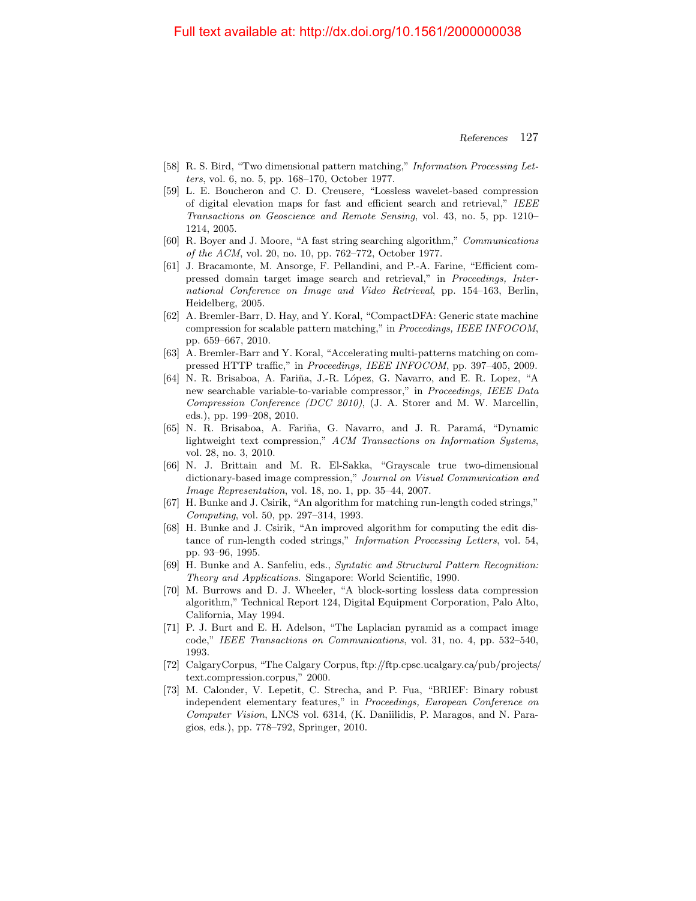[58] R. S. Bird, "Two dimensional pattern matching," *Information Processing Letters*, vol. 6, no. 5, pp. 168–170, October 1977.

[59] L. E. Boucheron and C. D. Creusere, "Lossless wavelet-based compression of digital elevation maps for fast and efficient search and retrieval," *IEEE Transactions on Geoscience and Remote Sensing*, vol. 43, no. 5, pp. 1210–1214, 2005.

[60] R. Boyer and J. Moore, "A fast string searching algorithm," *Communications of the ACM*, vol. 20, no. 10, pp. 762–772, October 1977.

[61] J. Bracamonte, M. Ansorge, F. Pellandini, and P.-A. Farine, "Efficient compressed domain target image search and retrieval," in *Proceedings, International Conference on Image and Video Retrieval*, pp. 154–163, Berlin, Heidelberg, 2005.

[62] A. Bremler-Barr, D. Hay, and Y. Koral, "CompactDFA: Generic state machine compression for scalable pattern matching," in *Proceedings, IEEE INFOCOM*, pp. 659–667, 2010.

[63] A. Bremler-Barr and Y. Koral, "Accelerating multi-patterns matching on compressed HTTP traffic," in *Proceedings, IEEE INFOCOM*, pp. 397–405, 2009.

[64] N. R. Brisaboa, A. Fariña, J.-R. López, G. Navarro, and E. R. Lopez, "A new searchable variable-to-variable compressor," in *Proceedings, IEEE Data Compression Conference (DCC 2010)*, (J. A. Storer and M. W. Marcellin, eds.), pp. 199–208, 2010.

[65] N. R. Brisaboa, A. Fariña, G. Navarro, and J. R. Paramá, "Dynamic lightweight text compression," *ACM Transactions on Information Systems*, vol. 28, no. 3, 2010.

[66] N. J. Brittain and M. R. El-Sakka, "Grayscale true two-dimensional dictionary-based image compression," *Journal on Visual Communication and Image Representation*, vol. 18, no. 1, pp. 35–44, 2007.

[67] H. Bunke and J. Csirik, "An algorithm for matching run-length coded strings," *Computing*, vol. 50, pp. 297–314, 1993.

[68] H. Bunke and J. Csirik, "An improved algorithm for computing the edit distance of run-length coded strings," *Information Processing Letters*, vol. 54, pp. 93–96, 1995.

[69] H. Bunke and A. Sanfeliu, eds., *Syntatic and Structural Pattern Recognition: Theory and Applications*. Singapore: World Scientific, 1990.

[70] M. Burrows and D. J. Wheeler, "A block-sorting lossless data compression algorithm," Technical Report 124, Digital Equipment Corporation, Palo Alto, California, May 1994.

[71] P. J. Burt and E. H. Adelson, "The Laplacian pyramid as a compact image code," *IEEE Transactions on Communications*, vol. 31, no. 4, pp. 532–540, 1993.

[72] CalgaryCorpus, "The Calgary Corpus, ftp://ftp.cpsc.ucalgary.ca/pub/projects/text.compression.corpus," 2000.

[73] M. Calonder, V. Lepetit, C. Strecha, and P. Fua, "BRIEF: Binary robust independent elementary features," in *Proceedings, European Conference on Computer Vision*, LNCS vol. 6314, (K. Daniilidis, P. Maragos, and N. Paragios, eds.), pp. 778–792, Springer, 2010.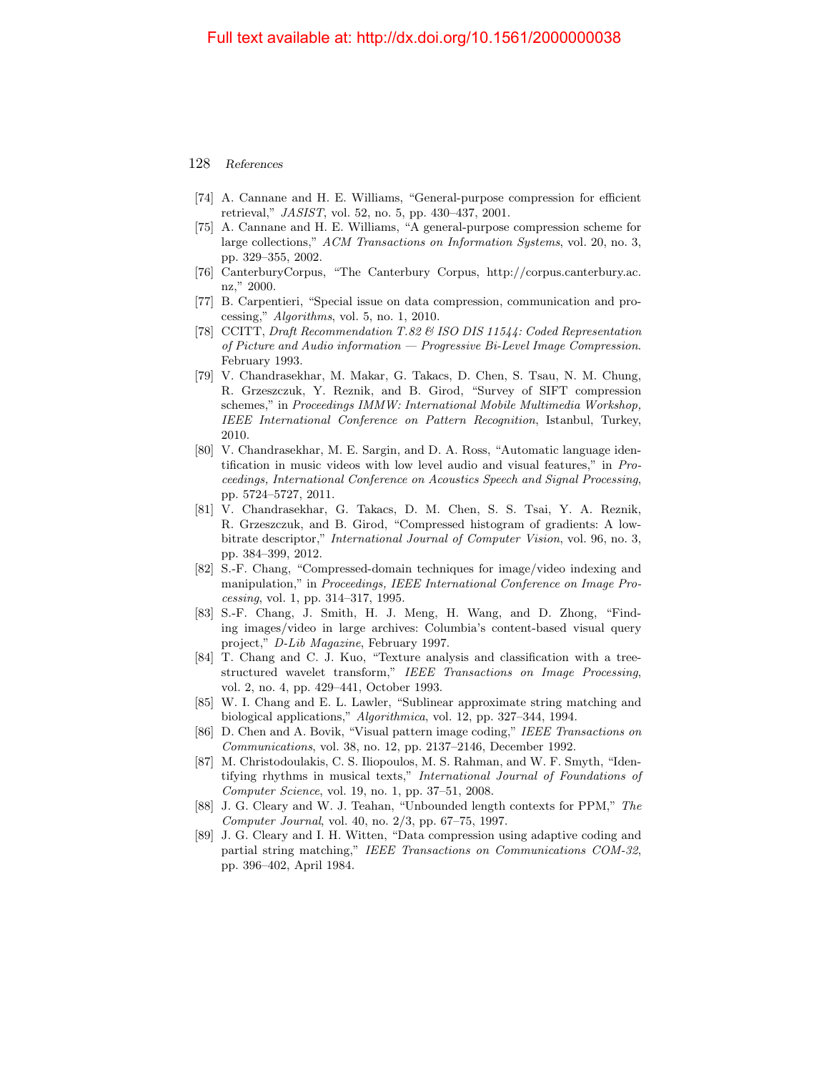[74] A. Cannane and H. E. Williams, "General-purpose compression for efficient retrieval," *JASIST*, vol. 52, no. 5, pp. 430–437, 2001.

[75] A. Cannane and H. E. Williams, "A general-purpose compression scheme for large collections," *ACM Transactions on Information Systems*, vol. 20, no. 3, pp. 329–355, 2002.

[76] CanterburyCorpus, "The Canterbury Corpus, http://corpus.canterbury.ac.nz," 2000.

[77] B. Carpentieri, "Special issue on data compression, communication and processing," *Algorithms*, vol. 5, no. 1, 2010.

[78] CCITT, *Draft Recommendation T.82 & ISO DIS 11544: Coded Representation of Picture and Audio information — Progressive Bi-Level Image Compression*. February 1993.

[79] V. Chandrasekhar, M. Makar, G. Takacs, D. Chen, S. Tsau, N. M. Chung, R. Grzeszczuk, Y. Reznik, and B. Girod, "Survey of SIFT compression schemes," in *Proceedings IMMW: International Mobile Multimedia Workshop, IEEE International Conference on Pattern Recognition*, Istanbul, Turkey, 2010.

[80] V. Chandrasekhar, M. E. Sargin, and D. A. Ross, "Automatic language identification in music videos with low level audio and visual features," in *Proceedings, International Conference on Acoustics Speech and Signal Processing*, pp. 5724–5727, 2011.

[81] V. Chandrasekhar, G. Takacs, D. M. Chen, S. S. Tsai, Y. A. Reznik, R. Grzeszczuk, and B. Girod, "Compressed histogram of gradients: A low-bitrate descriptor," *International Journal of Computer Vision*, vol. 96, no. 3, pp. 384–399, 2012.

[82] S.-F. Chang, "Compressed-domain techniques for image/video indexing and manipulation," in *Proceedings, IEEE International Conference on Image Processing*, vol. 1, pp. 314–317, 1995.

[83] S.-F. Chang, J. Smith, H. J. Meng, H. Wang, and D. Zhong, "Finding images/video in large archives: Columbia's content-based visual query project," *D-Lib Magazine*, February 1997.

[84] T. Chang and C. J. Kuo, "Texture analysis and classification with a tree-structured wavelet transform," *IEEE Transactions on Image Processing*, vol. 2, no. 4, pp. 429–441, October 1993.

[85] W. I. Chang and E. L. Lawler, "Sublinear approximate string matching and biological applications," *Algorithmica*, vol. 12, pp. 327–344, 1994.

[86] D. Chen and A. Bovik, "Visual pattern image coding," *IEEE Transactions on Communications*, vol. 38, no. 12, pp. 2137–2146, December 1992.

[87] M. Christodoulakis, C. S. Iliopoulos, M. S. Rahman, and W. F. Smyth, "Identifying rhythms in musical texts," *International Journal of Foundations of Computer Science*, vol. 19, no. 1, pp. 37–51, 2008.

[88] J. G. Cleary and W. J. Teahan, "Unbounded length contexts for PPM," *The Computer Journal*, vol. 40, no. 2/3, pp. 67–75, 1997.

[89] J. G. Cleary and I. H. Witten, "Data compression using adaptive coding and partial string matching," *IEEE Transactions on Communications COM-32*, pp. 396–402, April 1984.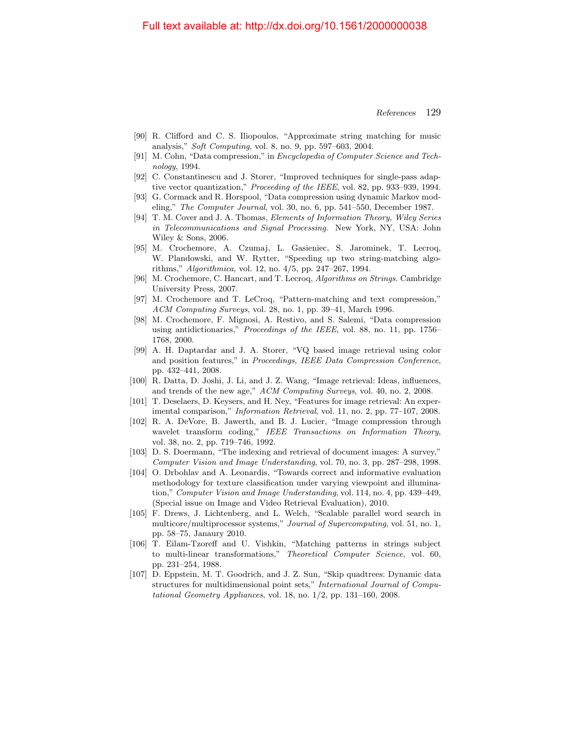[90] R. Clifford and C. S. Iliopoulos, "Approximate string matching for music analysis," *Soft Computing*, vol. 8, no. 9, pp. 597–603, 2004.

[91] M. Cohn, "Data compression," in *Encyclopedia of Computer Science and Technology*, 1994.

[92] C. Constantinescu and J. Storer, "Improved techniques for single-pass adaptive vector quantization," *Proceeding of the IEEE*, vol. 82, pp. 933–939, 1994.

[93] G. Cormack and R. Horspool, "Data compression using dynamic Markov modeling," *The Computer Journal*, vol. 30, no. 6, pp. 541–550, December 1987.

[94] T. M. Cover and J. A. Thomas, *Elements of Information Theory, Wiley Series in Telecommunications and Signal Processing.* New York, NY, USA: John Wiley & Sons, 2006.

[95] M. Crochemore, A. Czumaj, L. Gasieniec, S. Jarominek, T. Lecroq, W. Plandowski, and W. Rytter, "Speeding up two string-matching algorithms," *Algorithmica*, vol. 12, no. 4/5, pp. 247–267, 1994.

[96] M. Crochemore, C. Hancart, and T. Lecroq, *Algorithms on Strings*. Cambridge University Press, 2007.

[97] M. Crochemore and T. LeCroq, "Pattern-matching and text compression," *ACM Computing Surveys*, vol. 28, no. 1, pp. 39–41, March 1996.

[98] M. Crochemore, F. Mignosi, A. Restivo, and S. Salemi, "Data compression using antidictionaries," *Proceedings of the IEEE*, vol. 88, no. 11, pp. 1756–1768, 2000.

[99] A. H. Daptardar and J. A. Storer, "VQ based image retrieval using color and position features," in *Proceedings, IEEE Data Compression Conference*, pp. 432–441, 2008.

[100] R. Datta, D. Joshi, J. Li, and J. Z. Wang, "Image retrieval: Ideas, influences, and trends of the new age," *ACM Computing Surveys*, vol. 40, no. 2, 2008.

[101] T. Deselaers, D. Keysers, and H. Ney, "Features for image retrieval: An experimental comparison," *Information Retrieval*, vol. 11, no. 2, pp. 77–107, 2008.

[102] R. A. DeVore, B. Jawerth, and B. J. Lucier, "Image compression through wavelet transform coding," *IEEE Transactions on Information Theory*, vol. 38, no. 2, pp. 719–746, 1992.

[103] D. S. Doermann, "The indexing and retrieval of document images: A survey," *Computer Vision and Image Understanding*, vol. 70, no. 3, pp. 287–298, 1998.

[104] O. Drbohlav and A. Leonardis, "Towards correct and informative evaluation methodology for texture classification under varying viewpoint and illumination," *Computer Vision and Image Understanding*, vol. 114, no. 4, pp. 439–449, (Special issue on Image and Video Retrieval Evaluation), 2010.

[105] F. Drews, J. Lichtenberg, and L. Welch, "Scalable parallel word search in multicore/multiprocessor systems," *Journal of Supercomputing*, vol. 51, no. 1, pp. 58–75, Janaury 2010.

[106] T. Eilam-Tzoreff and U. Vishkin, "Matching patterns in strings subject to multi-linear transformations," *Theoretical Computer Science*, vol. 60, pp. 231–254, 1988.

[107] D. Eppstein, M. T. Goodrich, and J. Z. Sun, "Skip quadtrees: Dynamic data structures for multidimensional point sets," *International Journal of Computational Geometry Appliances*, vol. 18, no. 1/2, pp. 131–160, 2008.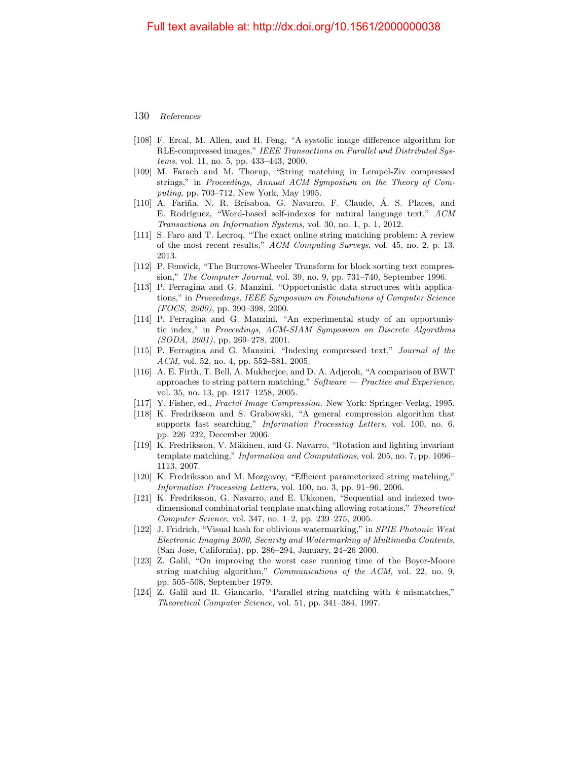[108] F. Ercal, M. Allen, and H. Feng, "A systolic image difference algorithm for RLE-compressed images," *IEEE Transactions on Parallel and Distributed Systems*, vol. 11, no. 5, pp. 433–443, 2000.

[109] M. Farach and M. Thorup, "String matching in Lempel-Ziv compressed strings," in *Proceedings, Annual ACM Symposium on the Theory of Computing*, pp. 703–712, New York, May 1995.

[110] A. Fariña, N. R. Brisaboa, G. Navarro, F. Claude, Á. S. Places, and E. Rodríguez, "Word-based self-indexes for natural language text," *ACM Transactions on Information Systems*, vol. 30, no. 1, p. 1, 2012.

[111] S. Faro and T. Lecroq, "The exact online string matching problem: A review of the most recent results," *ACM Computing Surveys*, vol. 45, no. 2, p. 13, 2013.

[112] P. Fenwick, "The Burrows-Wheeler Transform for block sorting text compression," *The Computer Journal*, vol. 39, no. 9, pp. 731–740, September 1996.

[113] P. Ferragina and G. Manzini, "Opportunistic data structures with applications," in *Proceedings, IEEE Symposium on Foundations of Computer Science (FOCS, 2000)*, pp. 390–398, 2000.

[114] P. Ferragina and G. Manzini, "An experimental study of an opportunistic index," in *Proceedings, ACM-SIAM Symposium on Discrete Algorithms (SODA, 2001)*, pp. 269–278, 2001.

[115] P. Ferragina and G. Manzini, "Indexing compressed text," *Journal of the ACM*, vol. 52, no. 4, pp. 552–581, 2005.

[116] A. E. Firth, T. Bell, A. Mukherjee, and D. A. Adjeroh, "A comparison of BWT approaches to string pattern matching," *Software — Practice and Experience*, vol. 35, no. 13, pp. 1217–1258, 2005.

[117] Y. Fisher, ed., *Fractal Image Compression*. New York: Springer-Verlag, 1995.

[118] K. Fredriksson and S. Grabowski, "A general compression algorithm that supports fast searching," *Information Processing Letters*, vol. 100, no. 6, pp. 226–232, December 2006.

[119] K. Fredriksson, V. Mäkinen, and G. Navarro, "Rotation and lighting invariant template matching," *Information and Computations*, vol. 205, no. 7, pp. 1096–1113, 2007.

[120] K. Fredriksson and M. Mozgovoy, "Efficient parameterized string matching," *Information Processing Letters*, vol. 100, no. 3, pp. 91–96, 2006.

[121] K. Fredriksson, G. Navarro, and E. Ukkonen, "Sequential and indexed two-dimensional combinatorial template matching allowing rotations," *Theoretical Computer Science*, vol. 347, no. 1–2, pp. 239–275, 2005.

[122] J. Fridrich, "Visual hash for oblivious watermarking," in *SPIE Photonic West Electronic Imaging 2000, Security and Watermarking of Multimedia Contents*, (San Jose, California), pp. 286–294, January, 24–26 2000.

[123] Z. Galil, "On improving the worst case running time of the Boyer-Moore string matching algorithm," *Communications of the ACM*, vol. 22, no. 9, pp. 505–508, September 1979.

[124] Z. Galil and R. Giancarlo, "Parallel string matching with $k$ mismatches," *Theoretical Computer Science*, vol. 51, pp. 341–384, 1997.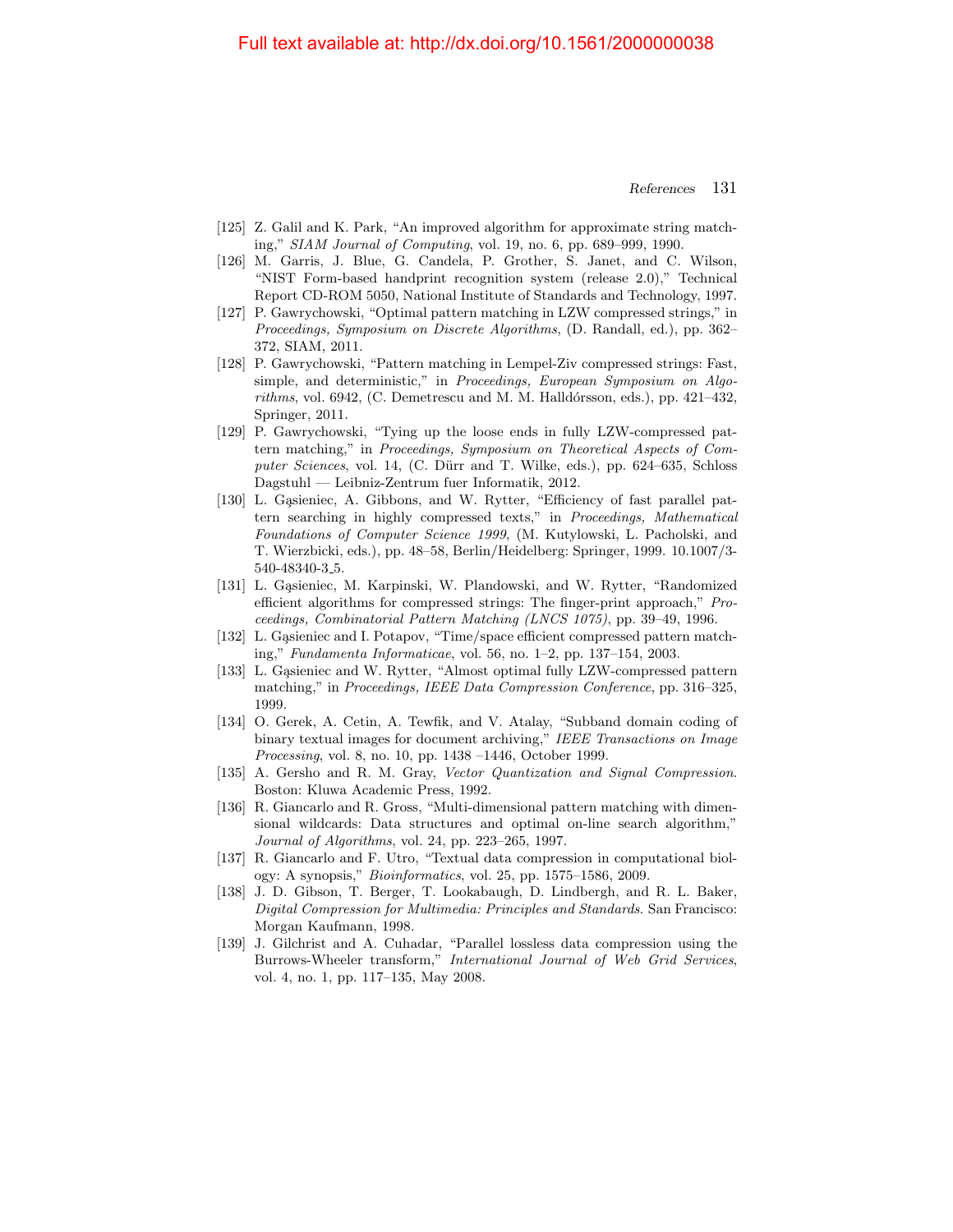[125] Z. Galil and K. Park, "An improved algorithm for approximate string matching," *SIAM Journal of Computing*, vol. 19, no. 6, pp. 689–999, 1990.

[126] M. Garris, J. Blue, G. Candela, P. Grother, S. Janet, and C. Wilson, "NIST Form-based handprint recognition system (release 2.0)," Technical Report CD-ROM 5050, National Institute of Standards and Technology, 1997.

[127] P. Gawrychowski, "Optimal pattern matching in LZW compressed strings," in *Proceedings, Symposium on Discrete Algorithms*, (D. Randall, ed.), pp. 362–372, SIAM, 2011.

[128] P. Gawrychowski, "Pattern matching in Lempel-Ziv compressed strings: Fast, simple, and deterministic," in *Proceedings, European Symposium on Algorithms*, vol. 6942, (C. Demetrescu and M. M. Halldórsson, eds.), pp. 421–432, Springer, 2011.

[129] P. Gawrychowski, "Tying up the loose ends in fully LZW-compressed pattern matching," in *Proceedings, Symposium on Theoretical Aspects of Computer Sciences*, vol. 14, (C. Dürr and T. Wilke, eds.), pp. 624–635, Schloss Dagstuhl — Leibniz-Zentrum fuer Informatik, 2012.

[130] L. Gąsieniec, A. Gibbons, and W. Rytter, "Efficiency of fast parallel pattern searching in highly compressed texts," in *Proceedings, Mathematical Foundations of Computer Science 1999*, (M. Kutylowski, L. Pacholski, and T. Wierzbicki, eds.), pp. 48–58, Berlin/Heidelberg: Springer, 1999. 10.1007/3-540-48340-3_5.

[131] L. Gąsieniec, M. Karpinski, W. Plandowski, and W. Rytter, "Randomized efficient algorithms for compressed strings: The finger-print approach," *Proceedings, Combinatorial Pattern Matching (LNCS 1075)*, pp. 39–49, 1996.

[132] L. Gąsieniec and I. Potapov, "Time/space efficient compressed pattern matching," *Fundamenta Informaticae*, vol. 56, no. 1–2, pp. 137–154, 2003.

[133] L. Gąsieniec and W. Rytter, "Almost optimal fully LZW-compressed pattern matching," in *Proceedings, IEEE Data Compression Conference*, pp. 316–325, 1999.

[134] O. Gerek, A. Cetin, A. Tewfik, and V. Atalay, "Subband domain coding of binary textual images for document archiving," *IEEE Transactions on Image Processing*, vol. 8, no. 10, pp. 1438 –1446, October 1999.

[135] A. Gersho and R. M. Gray, *Vector Quantization and Signal Compression*. Boston: Kluwa Academic Press, 1992.

[136] R. Giancarlo and R. Gross, "Multi-dimensional pattern matching with dimensional wildcards: Data structures and optimal on-line search algorithm," *Journal of Algorithms*, vol. 24, pp. 223–265, 1997.

[137] R. Giancarlo and F. Utro, "Textual data compression in computational biology: A synopsis," *Bioinformatics*, vol. 25, pp. 1575–1586, 2009.

[138] J. D. Gibson, T. Berger, T. Lookabaugh, D. Lindbergh, and R. L. Baker, *Digital Compression for Multimedia: Principles and Standards*. San Francisco: Morgan Kaufmann, 1998.

[139] J. Gilchrist and A. Cuhadar, "Parallel lossless data compression using the Burrows-Wheeler transform," *International Journal of Web Grid Services*, vol. 4, no. 1, pp. 117–135, May 2008.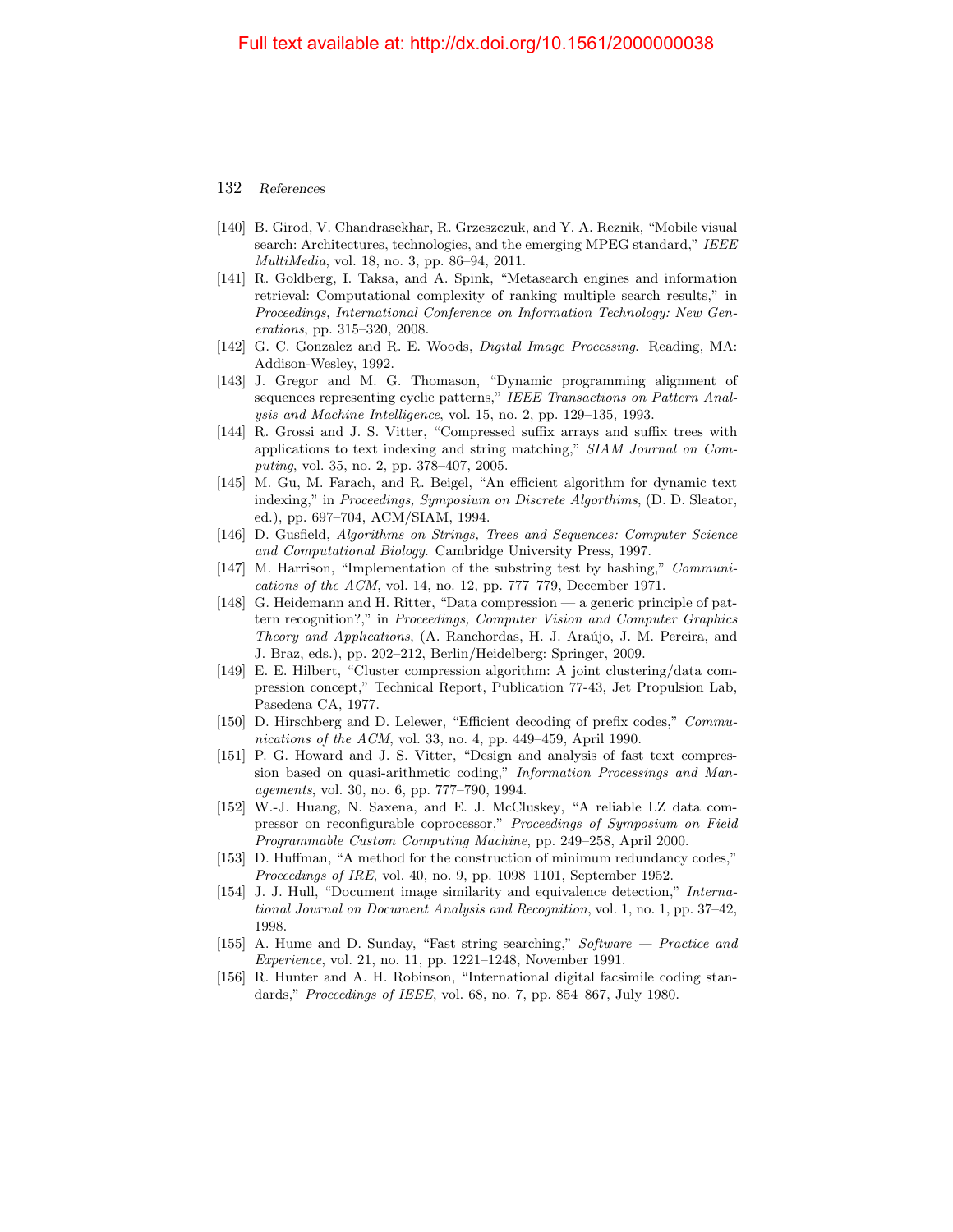[140] B. Girod, V. Chandrasekhar, R. Grzeszczuk, and Y. A. Reznik, "Mobile visual search: Architectures, technologies, and the emerging MPEG standard," *IEEE MultiMedia*, vol. 18, no. 3, pp. 86–94, 2011.

[141] R. Goldberg, I. Taksa, and A. Spink, "Metasearch engines and information retrieval: Computational complexity of ranking multiple search results," in *Proceedings, International Conference on Information Technology: New Generations*, pp. 315–320, 2008.

[142] G. C. Gonzalez and R. E. Woods, *Digital Image Processing*. Reading, MA: Addison-Wesley, 1992.

[143] J. Gregor and M. G. Thomason, "Dynamic programming alignment of sequences representing cyclic patterns," *IEEE Transactions on Pattern Analysis and Machine Intelligence*, vol. 15, no. 2, pp. 129–135, 1993.

[144] R. Grossi and J. S. Vitter, "Compressed suffix arrays and suffix trees with applications to text indexing and string matching," *SIAM Journal on Computing*, vol. 35, no. 2, pp. 378–407, 2005.

[145] M. Gu, M. Farach, and R. Beigel, "An efficient algorithm for dynamic text indexing," in *Proceedings, Symposium on Discrete Algorthims*, (D. D. Sleator, ed.), pp. 697–704, ACM/SIAM, 1994.

[146] D. Gusfield, *Algorithms on Strings, Trees and Sequences: Computer Science and Computational Biology*. Cambridge University Press, 1997.

[147] M. Harrison, "Implementation of the substring test by hashing," *Communications of the ACM*, vol. 14, no. 12, pp. 777–779, December 1971.

[148] G. Heidemann and H. Ritter, "Data compression — a generic principle of pattern recognition?," in *Proceedings, Computer Vision and Computer Graphics Theory and Applications*, (A. Ranchordas, H. J. Araújo, J. M. Pereira, and J. Braz, eds.), pp. 202–212, Berlin/Heidelberg: Springer, 2009.

[149] E. E. Hilbert, "Cluster compression algorithm: A joint clustering/data compression concept," Technical Report, Publication 77-43, Jet Propulsion Lab, Pasedena CA, 1977.

[150] D. Hirschberg and D. Lelewer, "Efficient decoding of prefix codes," *Communications of the ACM*, vol. 33, no. 4, pp. 449–459, April 1990.

[151] P. G. Howard and J. S. Vitter, "Design and analysis of fast text compression based on quasi-arithmetic coding," *Information Processings and Managements*, vol. 30, no. 6, pp. 777–790, 1994.

[152] W.-J. Huang, N. Saxena, and E. J. McCluskey, "A reliable LZ data compressor on reconfigurable coprocessor," *Proceedings of Symposium on Field Programmable Custom Computing Machine*, pp. 249–258, April 2000.

[153] D. Huffman, "A method for the construction of minimum redundancy codes," *Proceedings of IRE*, vol. 40, no. 9, pp. 1098–1101, September 1952.

[154] J. J. Hull, "Document image similarity and equivalence detection," *International Journal on Document Analysis and Recognition*, vol. 1, no. 1, pp. 37–42, 1998.

[155] A. Hume and D. Sunday, "Fast string searching," *Software — Practice and Experience*, vol. 21, no. 11, pp. 1221–1248, November 1991.

[156] R. Hunter and A. H. Robinson, "International digital facsimile coding standards," *Proceedings of IEEE*, vol. 68, no. 7, pp. 854–867, July 1980.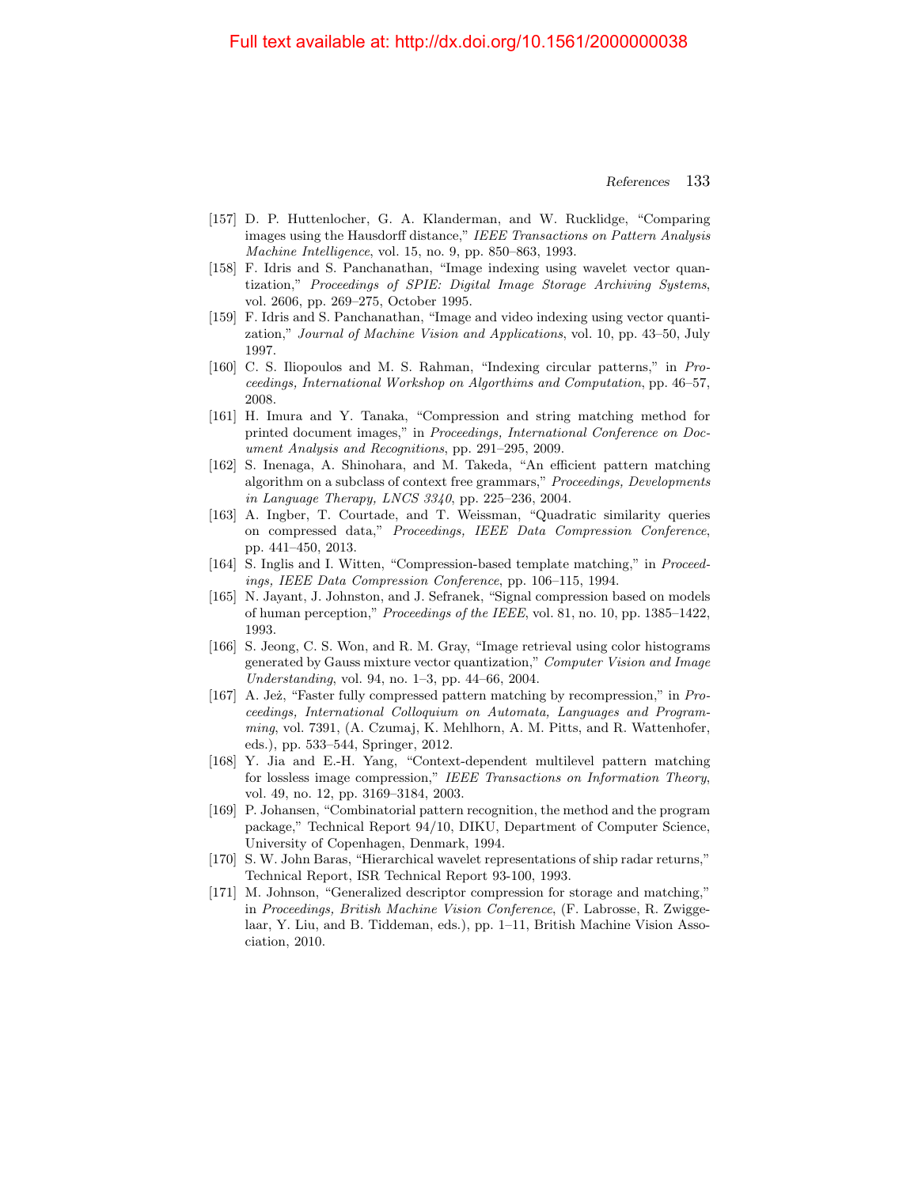[157] D. P. Huttenlocher, G. A. Klanderman, and W. Rucklidge, "Comparing images using the Hausdorff distance," *IEEE Transactions on Pattern Analysis Machine Intelligence*, vol. 15, no. 9, pp. 850–863, 1993.

[158] F. Idris and S. Panchanathan, "Image indexing using wavelet vector quantization," *Proceedings of SPIE: Digital Image Storage Archiving Systems*, vol. 2606, pp. 269–275, October 1995.

[159] F. Idris and S. Panchanathan, "Image and video indexing using vector quantization," *Journal of Machine Vision and Applications*, vol. 10, pp. 43–50, July 1997.

[160] C. S. Iliopoulos and M. S. Rahman, "Indexing circular patterns," in *Proceedings, International Workshop on Algorithims and Computation*, pp. 46–57, 2008.

[161] H. Imura and Y. Tanaka, "Compression and string matching method for printed document images," in *Proceedings, International Conference on Document Analysis and Recognitions*, pp. 291–295, 2009.

[162] S. Inenaga, A. Shinohara, and M. Takeda, "An efficient pattern matching algorithm on a subclass of context free grammars," *Proceedings, Developments in Language Therapy, LNCS 3340*, pp. 225–236, 2004.

[163] A. Ingber, T. Courtade, and T. Weissman, "Quadratic similarity queries on compressed data," *Proceedings, IEEE Data Compression Conference*, pp. 441–450, 2013.

[164] S. Inglis and I. Witten, "Compression-based template matching," in *Proceedings, IEEE Data Compression Conference*, pp. 106–115, 1994.

[165] N. Jayant, J. Johnston, and J. Sefranek, "Signal compression based on models of human perception," *Proceedings of the IEEE*, vol. 81, no. 10, pp. 1385–1422, 1993.

[166] S. Jeong, C. S. Won, and R. M. Gray, "Image retrieval using color histograms generated by Gauss mixture vector quantization," *Computer Vision and Image Understanding*, vol. 94, no. 1–3, pp. 44–66, 2004.

[167] A. Jeż, "Faster fully compressed pattern matching by recompression," in *Proceedings, International Colloquium on Automata, Languages and Programming*, vol. 7391, (A. Czumaj, K. Mehlhorn, A. M. Pitts, and R. Wattenhofer, eds.), pp. 533–544, Springer, 2012.

[168] Y. Jia and E.-H. Yang, "Context-dependent multilevel pattern matching for lossless image compression," *IEEE Transactions on Information Theory*, vol. 49, no. 12, pp. 3169–3184, 2003.

[169] P. Johansen, "Combinatorial pattern recognition, the method and the program package," Technical Report 94/10, DIKU, Department of Computer Science, University of Copenhagen, Denmark, 1994.

[170] S. W. John Baras, "Hierarchical wavelet representations of ship radar returns," Technical Report, ISR Technical Report 93-100, 1993.

[171] M. Johnson, "Generalized descriptor compression for storage and matching," in *Proceedings, British Machine Vision Conference*, (F. Labrosse, R. Zwiggelaar, Y. Liu, and B. Tiddeman, eds.), pp. 1–11, British Machine Vision Association, 2010.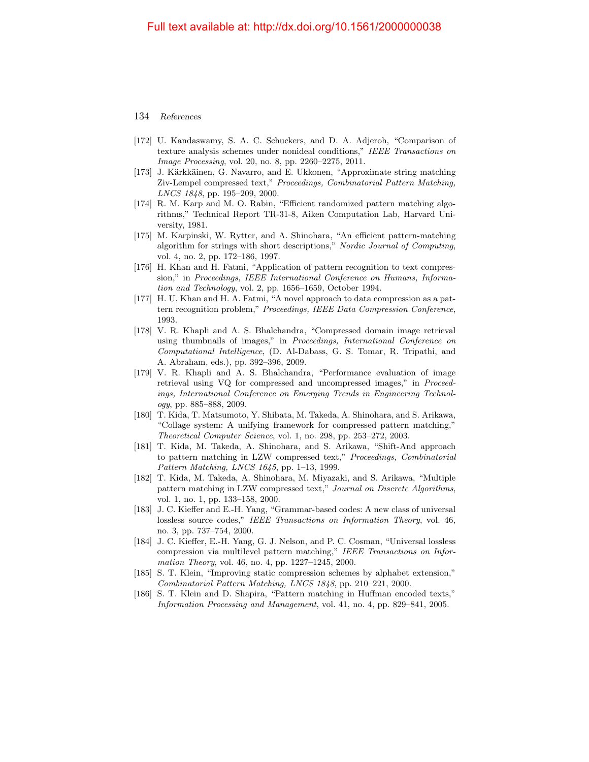[172] U. Kandaswamy, S. A. C. Schuckers, and D. A. Adjeroh, "Comparison of texture analysis schemes under nonideal conditions," *IEEE Transactions on Image Processing*, vol. 20, no. 8, pp. 2260–2275, 2011.

[173] J. Kärkkäinen, G. Navarro, and E. Ukkonen, "Approximate string matching Ziv-Lempel compressed text," *Proceedings, Combinatorial Pattern Matching, LNCS 1848*, pp. 195–209, 2000.

[174] R. M. Karp and M. O. Rabin, "Efficient randomized pattern matching algorithms," Technical Report TR-31-8, Aiken Computation Lab, Harvard University, 1981.

[175] M. Karpinski, W. Rytter, and A. Shinohara, "An efficient pattern-matching algorithm for strings with short descriptions," *Nordic Journal of Computing*, vol. 4, no. 2, pp. 172–186, 1997.

[176] H. Khan and H. Fatmi, "Application of pattern recognition to text compression," in *Proceedings, IEEE International Conference on Humans, Information and Technology*, vol. 2, pp. 1656–1659, October 1994.

[177] H. U. Khan and H. A. Fatmi, "A novel approach to data compression as a pattern recognition problem," *Proceedings, IEEE Data Compression Conference*, 1993.

[178] V. R. Khapli and A. S. Bhalchandra, "Compressed domain image retrieval using thumbnails of images," in *Proceedings, International Conference on Computational Intelligence*, (D. Al-Dabass, G. S. Tomar, R. Tripathi, and A. Abraham, eds.), pp. 392–396, 2009.

[179] V. R. Khapli and A. S. Bhalchandra, "Performance evaluation of image retrieval using VQ for compressed and uncompressed images," in *Proceedings, International Conference on Emerging Trends in Engineering Technology*, pp. 885–888, 2009.

[180] T. Kida, T. Matsumoto, Y. Shibata, M. Takeda, A. Shinohara, and S. Arikawa, "Collage system: A unifying framework for compressed pattern matching," *Theoretical Computer Science*, vol. 1, no. 298, pp. 253–272, 2003.

[181] T. Kida, M. Takeda, A. Shinohara, and S. Arikawa, "Shift-And approach to pattern matching in LZW compressed text," *Proceedings, Combinatorial Pattern Matching, LNCS 1645*, pp. 1–13, 1999.

[182] T. Kida, M. Takeda, A. Shinohara, M. Miyazaki, and S. Arikawa, "Multiple pattern matching in LZW compressed text," *Journal on Discrete Algorithms*, vol. 1, no. 1, pp. 133–158, 2000.

[183] J. C. Kieffer and E.-H. Yang, "Grammar-based codes: A new class of universal lossless source codes," *IEEE Transactions on Information Theory*, vol. 46, no. 3, pp. 737–754, 2000.

[184] J. C. Kieffer, E.-H. Yang, G. J. Nelson, and P. C. Cosman, "Universal lossless compression via multilevel pattern matching," *IEEE Transactions on Information Theory*, vol. 46, no. 4, pp. 1227–1245, 2000.

[185] S. T. Klein, "Improving static compression schemes by alphabet extension," *Combinatorial Pattern Matching, LNCS 1848*, pp. 210–221, 2000.

[186] S. T. Klein and D. Shapira, "Pattern matching in Huffman encoded texts," *Information Processing and Management*, vol. 41, no. 4, pp. 829–841, 2005.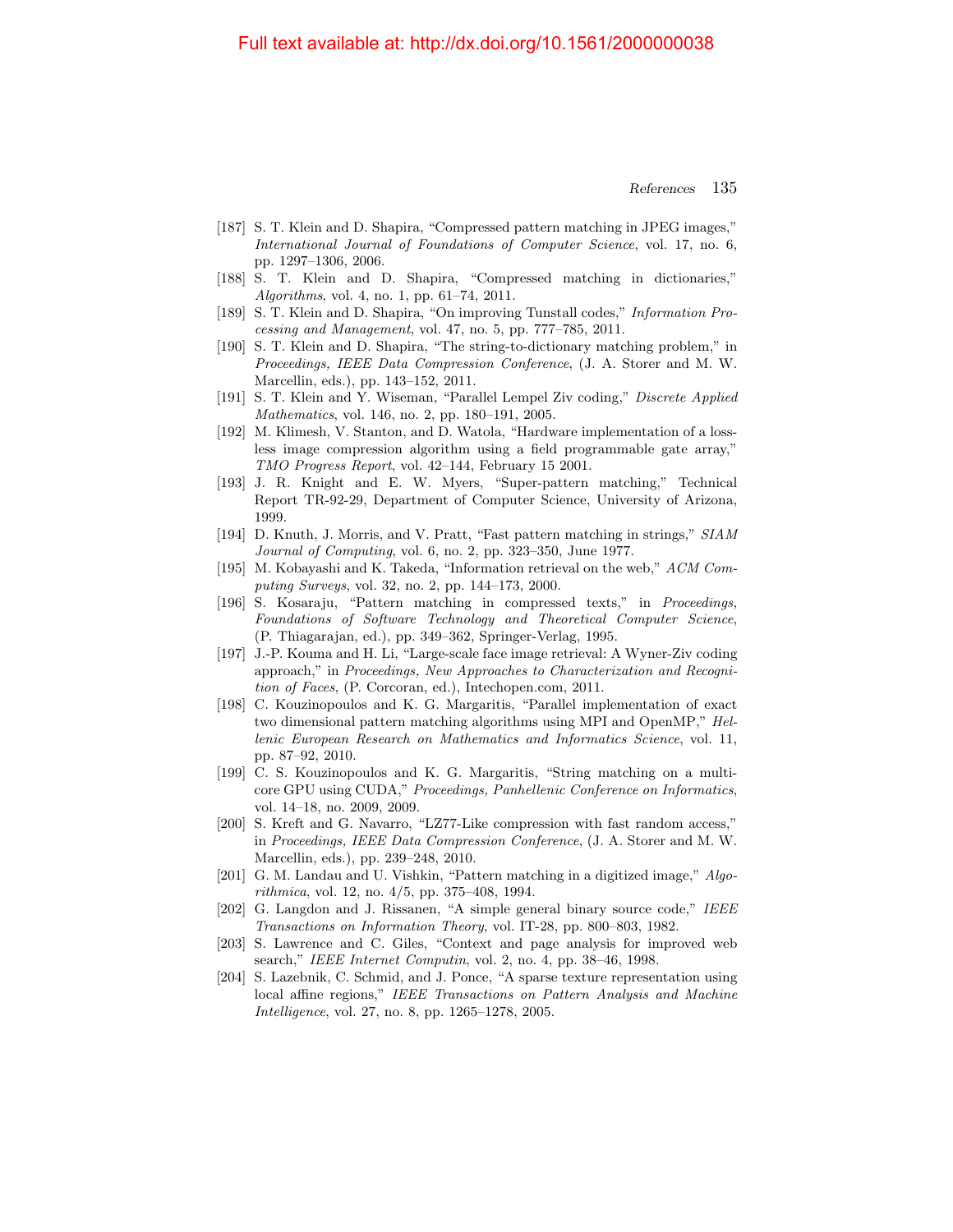[187] S. T. Klein and D. Shapira, “Compressed pattern matching in JPEG images,” *International Journal of Foundations of Computer Science*, vol. 17, no. 6, pp. 1297–1306, 2006.

[188] S. T. Klein and D. Shapira, “Compressed matching in dictionaries,” *Algorithms*, vol. 4, no. 1, pp. 61–74, 2011.

[189] S. T. Klein and D. Shapira, “On improving Tunstall codes,” *Information Processing and Management*, vol. 47, no. 5, pp. 777–785, 2011.

[190] S. T. Klein and D. Shapira, “The string-to-dictionary matching problem,” in *Proceedings, IEEE Data Compression Conference*, (J. A. Storer and M. W. Marcellin, eds.), pp. 143–152, 2011.

[191] S. T. Klein and Y. Wiseman, “Parallel Lempel Ziv coding,” *Discrete Applied Mathematics*, vol. 146, no. 2, pp. 180–191, 2005.

[192] M. Klimesh, V. Stanton, and D. Watola, “Hardware implementation of a lossless image compression algorithm using a field programmable gate array,” *TMO Progress Report*, vol. 42–144, February 15 2001.

[193] J. R. Knight and E. W. Myers, “Super-pattern matching,” Technical Report TR-92-29, Department of Computer Science, University of Arizona, 1999.

[194] D. Knuth, J. Morris, and V. Pratt, “Fast pattern matching in strings,” *SIAM Journal of Computing*, vol. 6, no. 2, pp. 323–350, June 1977.

[195] M. Kobayashi and K. Takeda, “Information retrieval on the web,” *ACM Computing Surveys*, vol. 32, no. 2, pp. 144–173, 2000.

[196] S. Kosaraju, “Pattern matching in compressed texts,” in *Proceedings, Foundations of Software Technology and Theoretical Computer Science*, (P. Thiagarajan, ed.), pp. 349–362, Springer-Verlag, 1995.

[197] J.-P. Kouma and H. Li, “Large-scale face image retrieval: A Wyner-Ziv coding approach,” in *Proceedings, New Approaches to Characterization and Recognition of Faces*, (P. Corcoran, ed.), Intechopen.com, 2011.

[198] C. Kouzinopoulos and K. G. Margaritis, “Parallel implementation of exact two dimensional pattern matching algorithms using MPI and OpenMP,” *Hellenic European Research on Mathematics and Informatics Science*, vol. 11, pp. 87–92, 2010.

[199] C. S. Kouzinopoulos and K. G. Margaritis, “String matching on a multicore GPU using CUDA,” *Proceedings, Panhellenic Conference on Informatics*, vol. 14–18, no. 2009, 2009.

[200] S. Kreft and G. Navarro, “LZ77-Like compression with fast random access,” in *Proceedings, IEEE Data Compression Conference*, (J. A. Storer and M. W. Marcellin, eds.), pp. 239–248, 2010.

[201] G. M. Landau and U. Vishkin, “Pattern matching in a digitized image,” *Algorithmica*, vol. 12, no. 4/5, pp. 375–408, 1994.

[202] G. Langdon and J. Rissanen, “A simple general binary source code,” *IEEE Transactions on Information Theory*, vol. IT-28, pp. 800–803, 1982.

[203] S. Lawrence and C. Giles, “Context and page analysis for improved web search,” *IEEE Internet Computin*, vol. 2, no. 4, pp. 38–46, 1998.

[204] S. Lazebnik, C. Schmid, and J. Ponce, “A sparse texture representation using local affine regions,” *IEEE Transactions on Pattern Analysis and Machine Intelligence*, vol. 27, no. 8, pp. 1265–1278, 2005.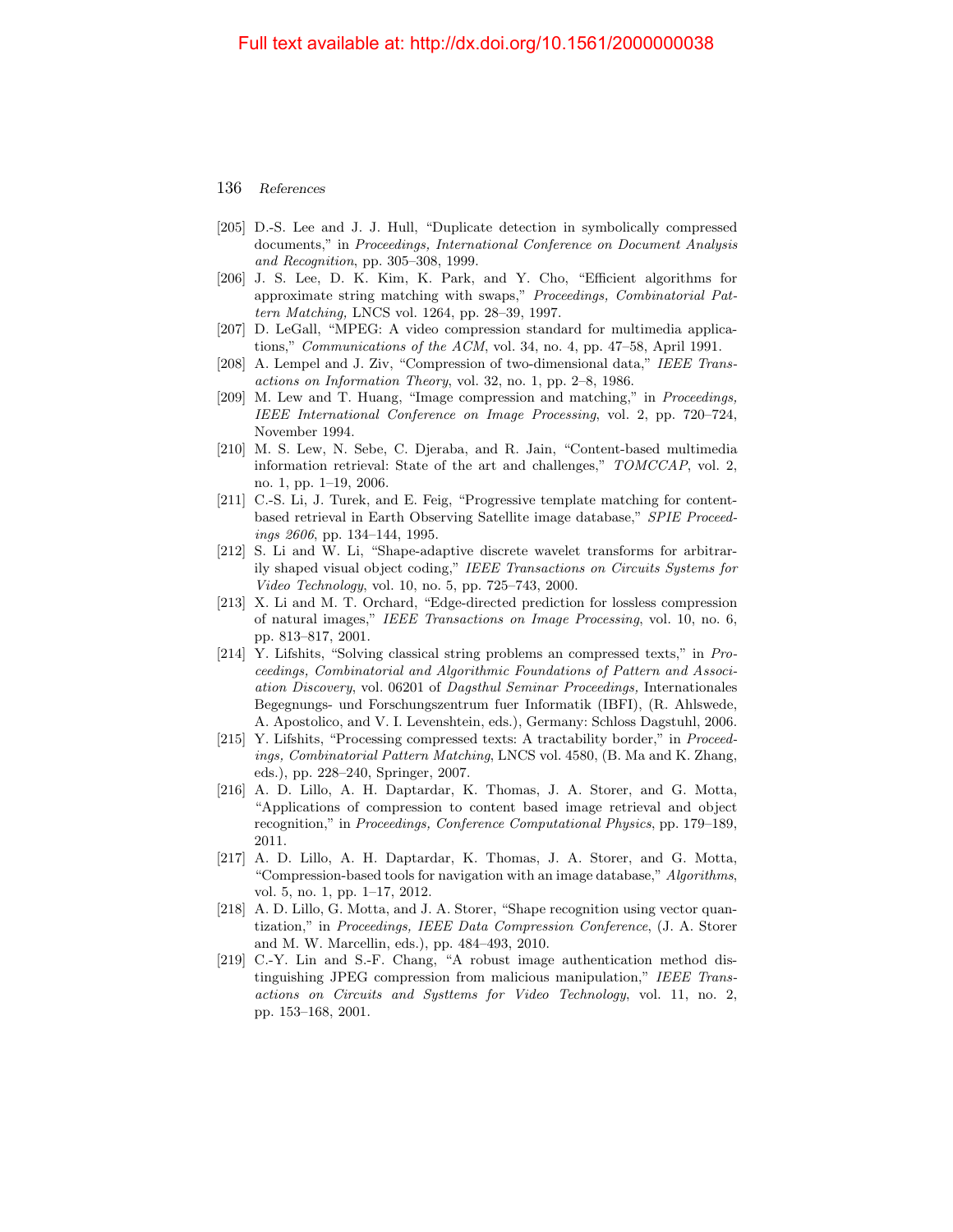[205] D.-S. Lee and J. J. Hull, "Duplicate detection in symbolically compressed documents," in *Proceedings, International Conference on Document Analysis and Recognition*, pp. 305–308, 1999.

[206] J. S. Lee, D. K. Kim, K. Park, and Y. Cho, "Efficient algorithms for approximate string matching with swaps," *Proceedings, Combinatorial Pattern Matching,* LNCS vol. 1264, pp. 28–39, 1997.

[207] D. LeGall, "MPEG: A video compression standard for multimedia applications," *Communications of the ACM*, vol. 34, no. 4, pp. 47–58, April 1991.

[208] A. Lempel and J. Ziv, "Compression of two-dimensional data," *IEEE Transactions on Information Theory*, vol. 32, no. 1, pp. 2–8, 1986.

[209] M. Lew and T. Huang, "Image compression and matching," in *Proceedings, IEEE International Conference on Image Processing*, vol. 2, pp. 720–724, November 1994.

[210] M. S. Lew, N. Sebe, C. Djeraba, and R. Jain, "Content-based multimedia information retrieval: State of the art and challenges," *TOMCCAP*, vol. 2, no. 1, pp. 1–19, 2006.

[211] C.-S. Li, J. Turek, and E. Feig, "Progressive template matching for content-based retrieval in Earth Observing Satellite image database," *SPIE Proceedings 2606*, pp. 134–144, 1995.

[212] S. Li and W. Li, "Shape-adaptive discrete wavelet transforms for arbitrarily shaped visual object coding," *IEEE Transactions on Circuits Systems for Video Technology*, vol. 10, no. 5, pp. 725–743, 2000.

[213] X. Li and M. T. Orchard, "Edge-directed prediction for lossless compression of natural images," *IEEE Transactions on Image Processing*, vol. 10, no. 6, pp. 813–817, 2001.

[214] Y. Lifshits, "Solving classical string problems an compressed texts," in *Proceedings, Combinatorial and Algorithmic Foundations of Pattern and Association Discovery*, vol. 06201 of *Dagsthul Seminar Proceedings,* Internationales Begegnungs- und Forschungszentrum fuer Informatik (IBFI), (R. Ahlswede, A. Apostolico, and V. I. Levenshtein, eds.), Germany: Schloss Dagstuhl, 2006.

[215] Y. Lifshits, "Processing compressed texts: A tractability border," in *Proceedings, Combinatorial Pattern Matching*, LNCS vol. 4580, (B. Ma and K. Zhang, eds.), pp. 228–240, Springer, 2007.

[216] A. D. Lillo, A. H. Daptardar, K. Thomas, J. A. Storer, and G. Motta, "Applications of compression to content based image retrieval and object recognition," in *Proceedings, Conference Computational Physics*, pp. 179–189, 2011.

[217] A. D. Lillo, A. H. Daptardar, K. Thomas, J. A. Storer, and G. Motta, "Compression-based tools for navigation with an image database," *Algorithms*, vol. 5, no. 1, pp. 1–17, 2012.

[218] A. D. Lillo, G. Motta, and J. A. Storer, "Shape recognition using vector quantization," in *Proceedings, IEEE Data Compression Conference*, (J. A. Storer and M. W. Marcellin, eds.), pp. 484–493, 2010.

[219] C.-Y. Lin and S.-F. Chang, "A robust image authentication method distinguishing JPEG compression from malicious manipulation," *IEEE Transactions on Circuits and Systtems for Video Technology*, vol. 11, no. 2, pp. 153–168, 2001.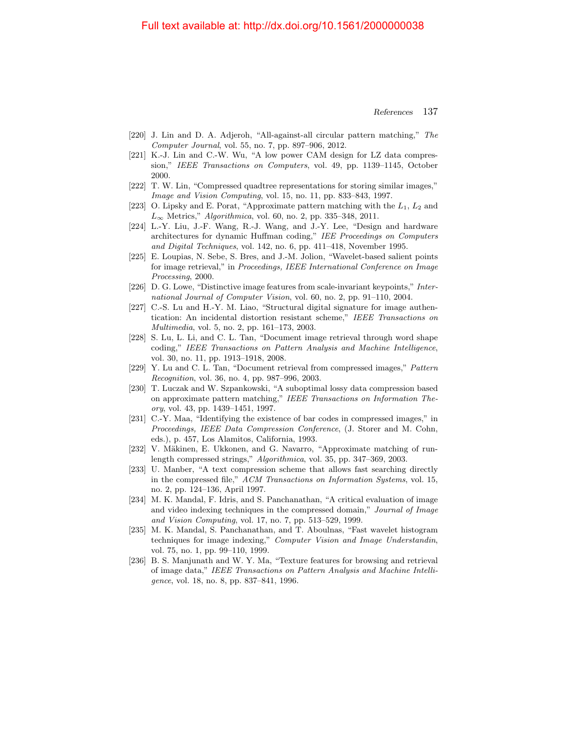[220] J. Lin and D. A. Adjeroh, "All-against-all circular pattern matching," *The Computer Journal*, vol. 55, no. 7, pp. 897–906, 2012.

[221] K.-J. Lin and C.-W. Wu, "A low power CAM design for LZ data compression," *IEEE Transactions on Computers*, vol. 49, pp. 1139–1145, October 2000.

[222] T. W. Lin, "Compressed quadtree representations for storing similar images," *Image and Vision Computing*, vol. 15, no. 11, pp. 833–843, 1997.

[223] O. Lipsky and E. Porat, "Approximate pattern matching with the $L_1$, $L_2$ and $L_\infty$ Metrics," *Algorithmica*, vol. 60, no. 2, pp. 335–348, 2011.

[224] L.-Y. Liu, J.-F. Wang, R.-J. Wang, and J.-Y. Lee, "Design and hardware architectures for dynamic Huffman coding," *IEE Proceedings on Computers and Digital Techniques*, vol. 142, no. 6, pp. 411–418, November 1995.

[225] E. Loupias, N. Sebe, S. Bres, and J.-M. Jolion, "Wavelet-based salient points for image retrieval," in *Proceedings, IEEE International Conference on Image Processing*, 2000.

[226] D. G. Lowe, "Distinctive image features from scale-invariant keypoints," *International Journal of Computer Vision*, vol. 60, no. 2, pp. 91–110, 2004.

[227] C.-S. Lu and H.-Y. M. Liao, "Structural digital signature for image authentication: An incidental distortion resistant scheme," *IEEE Transactions on Multimedia*, vol. 5, no. 2, pp. 161–173, 2003.

[228] S. Lu, L. Li, and C. L. Tan, "Document image retrieval through word shape coding," *IEEE Transactions on Pattern Analysis and Machine Intelligence*, vol. 30, no. 11, pp. 1913–1918, 2008.

[229] Y. Lu and C. L. Tan, "Document retrieval from compressed images," *Pattern Recognition*, vol. 36, no. 4, pp. 987–996, 2003.

[230] T. Luczak and W. Szpankowski, "A suboptimal lossy data compression based on approximate pattern matching," *IEEE Transactions on Information Theory*, vol. 43, pp. 1439–1451, 1997.

[231] C.-Y. Maa, "Identifying the existence of bar codes in compressed images," in *Proceedings, IEEE Data Compression Conference*, (J. Storer and M. Cohn, eds.), p. 457, Los Alamitos, California, 1993.

[232] V. Mäkinen, E. Ukkonen, and G. Navarro, "Approximate matching of run-length compressed strings," *Algorithmica*, vol. 35, pp. 347–369, 2003.

[233] U. Manber, "A text compression scheme that allows fast searching directly in the compressed file," *ACM Transactions on Information Systems*, vol. 15, no. 2, pp. 124–136, April 1997.

[234] M. K. Mandal, F. Idris, and S. Panchanathan, "A critical evaluation of image and video indexing techniques in the compressed domain," *Journal of Image and Vision Computing*, vol. 17, no. 7, pp. 513–529, 1999.

[235] M. K. Mandal, S. Panchanathan, and T. Aboulnas, "Fast wavelet histogram techniques for image indexing," *Computer Vision and Image Understandin*, vol. 75, no. 1, pp. 99–110, 1999.

[236] B. S. Manjunath and W. Y. Ma, "Texture features for browsing and retrieval of image data," *IEEE Transactions on Pattern Analysis and Machine Intelligence*, vol. 18, no. 8, pp. 837–841, 1996.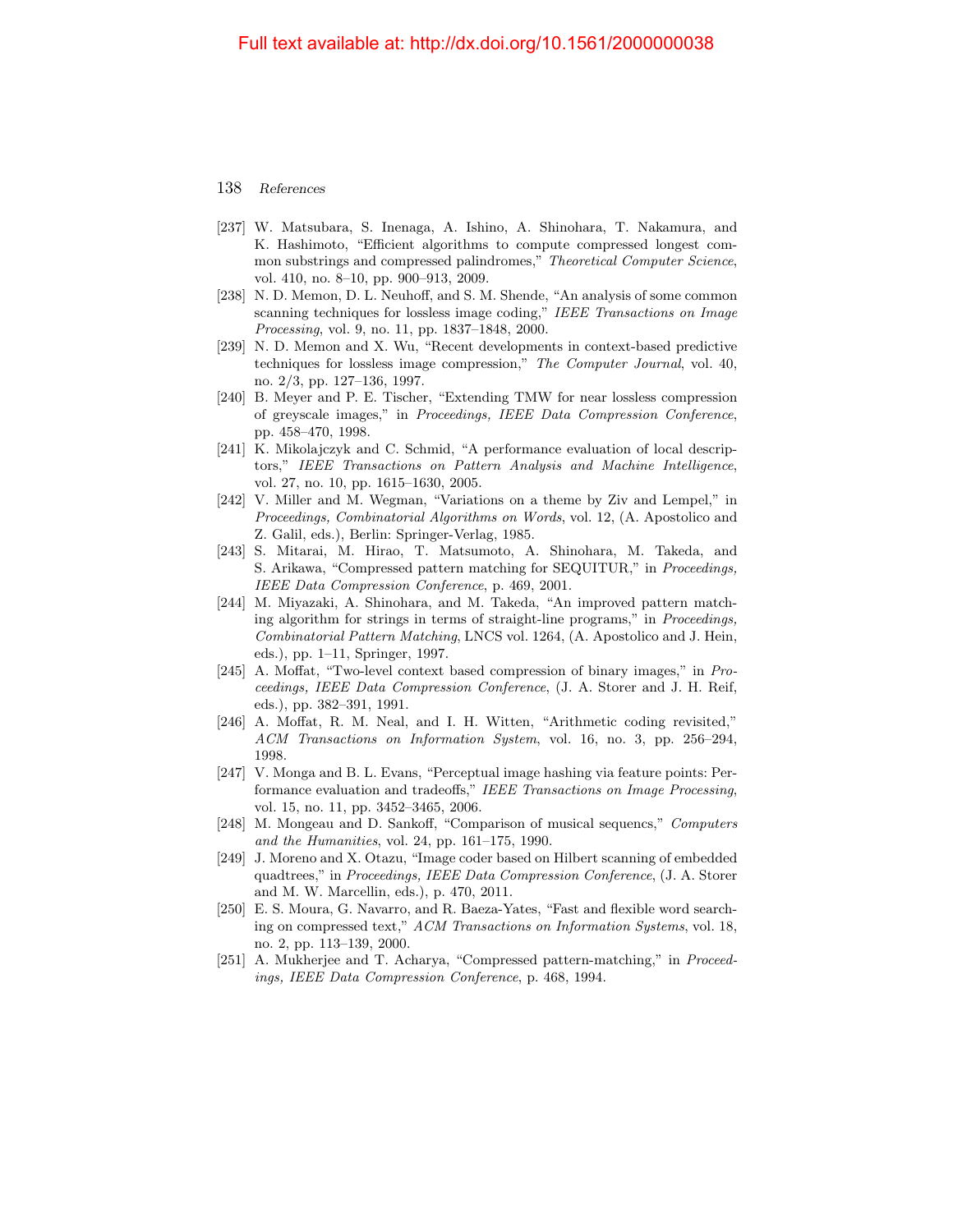[237] W. Matsubara, S. Inenaga, A. Ishino, A. Shinohara, T. Nakamura, and K. Hashimoto, "Efficient algorithms to compute compressed longest common substrings and compressed palindromes," *Theoretical Computer Science*, vol. 410, no. 8–10, pp. 900–913, 2009.

[238] N. D. Memon, D. L. Neuhoff, and S. M. Shende, "An analysis of some common scanning techniques for lossless image coding," *IEEE Transactions on Image Processing*, vol. 9, no. 11, pp. 1837–1848, 2000.

[239] N. D. Memon and X. Wu, "Recent developments in context-based predictive techniques for lossless image compression," *The Computer Journal*, vol. 40, no. 2/3, pp. 127–136, 1997.

[240] B. Meyer and P. E. Tischer, "Extending TMW for near lossless compression of greyscale images," in *Proceedings, IEEE Data Compression Conference*, pp. 458–470, 1998.

[241] K. Mikolajczyk and C. Schmid, "A performance evaluation of local descriptors," *IEEE Transactions on Pattern Analysis and Machine Intelligence*, vol. 27, no. 10, pp. 1615–1630, 2005.

[242] V. Miller and M. Wegman, "Variations on a theme by Ziv and Lempel," in *Proceedings, Combinatorial Algorithms on Words*, vol. 12, (A. Apostolico and Z. Galil, eds.), Berlin: Springer-Verlag, 1985.

[243] S. Mitarai, M. Hirao, T. Matsumoto, A. Shinohara, M. Takeda, and S. Arikawa, "Compressed pattern matching for SEQUITUR," in *Proceedings, IEEE Data Compression Conference*, p. 469, 2001.

[244] M. Miyazaki, A. Shinohara, and M. Takeda, "An improved pattern matching algorithm for strings in terms of straight-line programs," in *Proceedings, Combinatorial Pattern Matching*, LNCS vol. 1264, (A. Apostolico and J. Hein, eds.), pp. 1–11, Springer, 1997.

[245] A. Moffat, "Two-level context based compression of binary images," in *Proceedings, IEEE Data Compression Conference*, (J. A. Storer and J. H. Reif, eds.), pp. 382–391, 1991.

[246] A. Moffat, R. M. Neal, and I. H. Witten, "Arithmetic coding revisited," *ACM Transactions on Information System*, vol. 16, no. 3, pp. 256–294, 1998.

[247] V. Monga and B. L. Evans, "Perceptual image hashing via feature points: Performance evaluation and tradeoffs," *IEEE Transactions on Image Processing*, vol. 15, no. 11, pp. 3452–3465, 2006.

[248] M. Mongeau and D. Sankoff, "Comparison of musical sequencs," *Computers and the Humanities*, vol. 24, pp. 161–175, 1990.

[249] J. Moreno and X. Otazu, "Image coder based on Hilbert scanning of embedded quadtrees," in *Proceedings, IEEE Data Compression Conference*, (J. A. Storer and M. W. Marcellin, eds.), p. 470, 2011.

[250] E. S. Moura, G. Navarro, and R. Baeza-Yates, "Fast and flexible word searching on compressed text," *ACM Transactions on Information Systems*, vol. 18, no. 2, pp. 113–139, 2000.

[251] A. Mukherjee and T. Acharya, "Compressed pattern-matching," in *Proceedings, IEEE Data Compression Conference*, p. 468, 1994.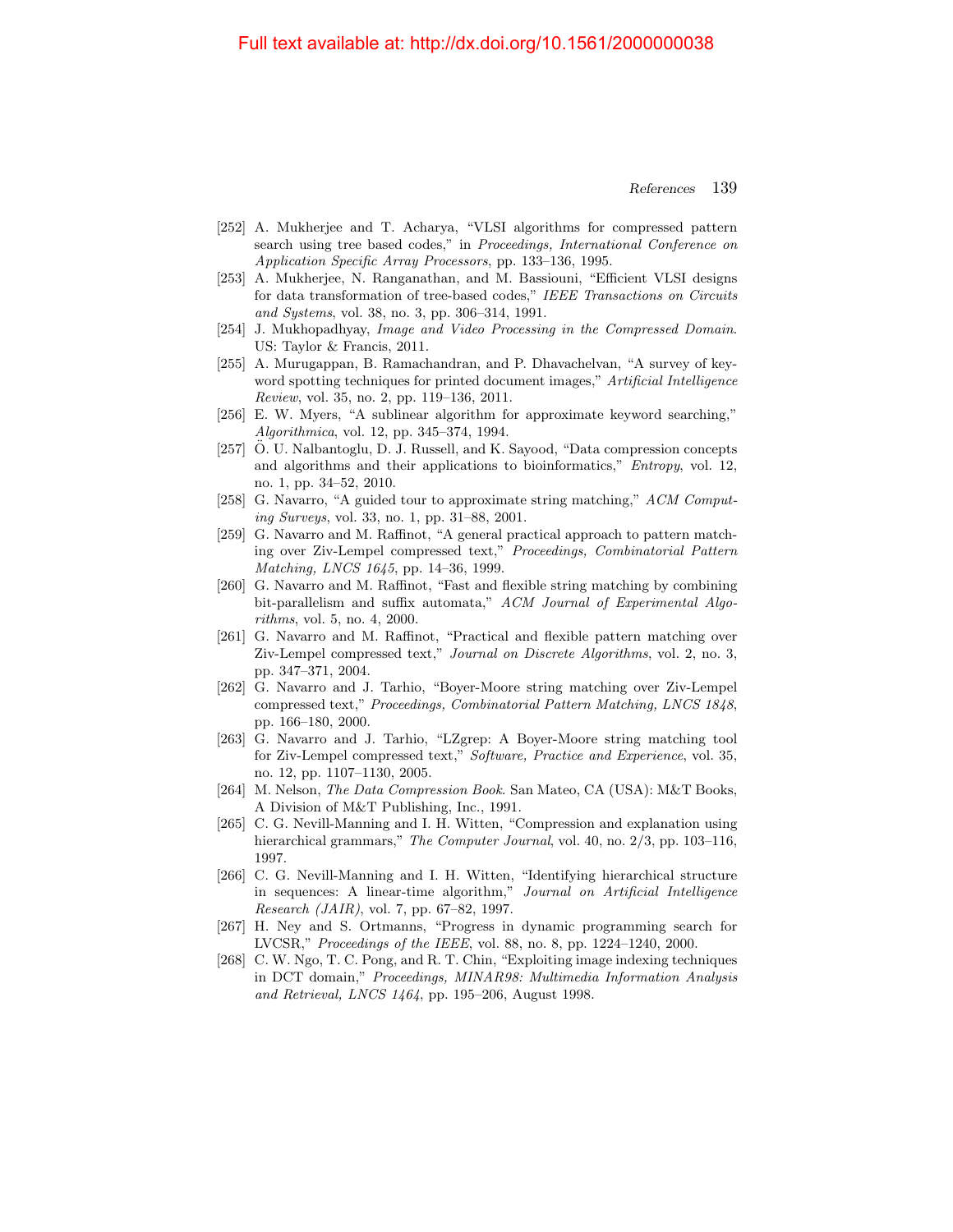[252] A. Mukherjee and T. Acharya, "VLSI algorithms for compressed pattern search using tree based codes," in *Proceedings, International Conference on Application Specific Array Processors*, pp. 133–136, 1995.

[253] A. Mukherjee, N. Ranganathan, and M. Bassiouni, "Efficient VLSI designs for data transformation of tree-based codes," *IEEE Transactions on Circuits and Systems*, vol. 38, no. 3, pp. 306–314, 1991.

[254] J. Mukhopadhyay, *Image and Video Processing in the Compressed Domain*. US: Taylor & Francis, 2011.

[255] A. Murugappan, B. Ramachandran, and P. Dhavachelvan, "A survey of keyword spotting techniques for printed document images," *Artificial Intelligence Review*, vol. 35, no. 2, pp. 119–136, 2011.

[256] E. W. Myers, "A sublinear algorithm for approximate keyword searching," *Algorithmica*, vol. 12, pp. 345–374, 1994.

[257] Ö. U. Nalbantoglu, D. J. Russell, and K. Sayood, "Data compression concepts and algorithms and their applications to bioinformatics," *Entropy*, vol. 12, no. 1, pp. 34–52, 2010.

[258] G. Navarro, "A guided tour to approximate string matching," *ACM Computing Surveys*, vol. 33, no. 1, pp. 31–88, 2001.

[259] G. Navarro and M. Raffinot, "A general practical approach to pattern matching over Ziv-Lempel compressed text," *Proceedings, Combinatorial Pattern Matching, LNCS 1645*, pp. 14–36, 1999.

[260] G. Navarro and M. Raffinot, "Fast and flexible string matching by combining bit-parallelism and suffix automata," *ACM Journal of Experimental Algorithms*, vol. 5, no. 4, 2000.

[261] G. Navarro and M. Raffinot, "Practical and flexible pattern matching over Ziv-Lempel compressed text," *Journal on Discrete Algorithms*, vol. 2, no. 3, pp. 347–371, 2004.

[262] G. Navarro and J. Tarhio, "Boyer-Moore string matching over Ziv-Lempel compressed text," *Proceedings, Combinatorial Pattern Matching, LNCS 1848*, pp. 166–180, 2000.

[263] G. Navarro and J. Tarhio, "LZgrep: A Boyer-Moore string matching tool for Ziv-Lempel compressed text," *Software, Practice and Experience*, vol. 35, no. 12, pp. 1107–1130, 2005.

[264] M. Nelson, *The Data Compression Book*. San Mateo, CA (USA): M&T Books, A Division of M&T Publishing, Inc., 1991.

[265] C. G. Nevill-Manning and I. H. Witten, "Compression and explanation using hierarchical grammars," *The Computer Journal*, vol. 40, no. 2/3, pp. 103–116, 1997.

[266] C. G. Nevill-Manning and I. H. Witten, "Identifying hierarchical structure in sequences: A linear-time algorithm," *Journal on Artificial Intelligence Research (JAIR)*, vol. 7, pp. 67–82, 1997.

[267] H. Ney and S. Ortmanns, "Progress in dynamic programming search for LVCSR," *Proceedings of the IEEE*, vol. 88, no. 8, pp. 1224–1240, 2000.

[268] C. W. Ngo, T. C. Pong, and R. T. Chin, "Exploiting image indexing techniques in DCT domain," *Proceedings, MINAR98: Multimedia Information Analysis and Retrieval, LNCS 1464*, pp. 195–206, August 1998.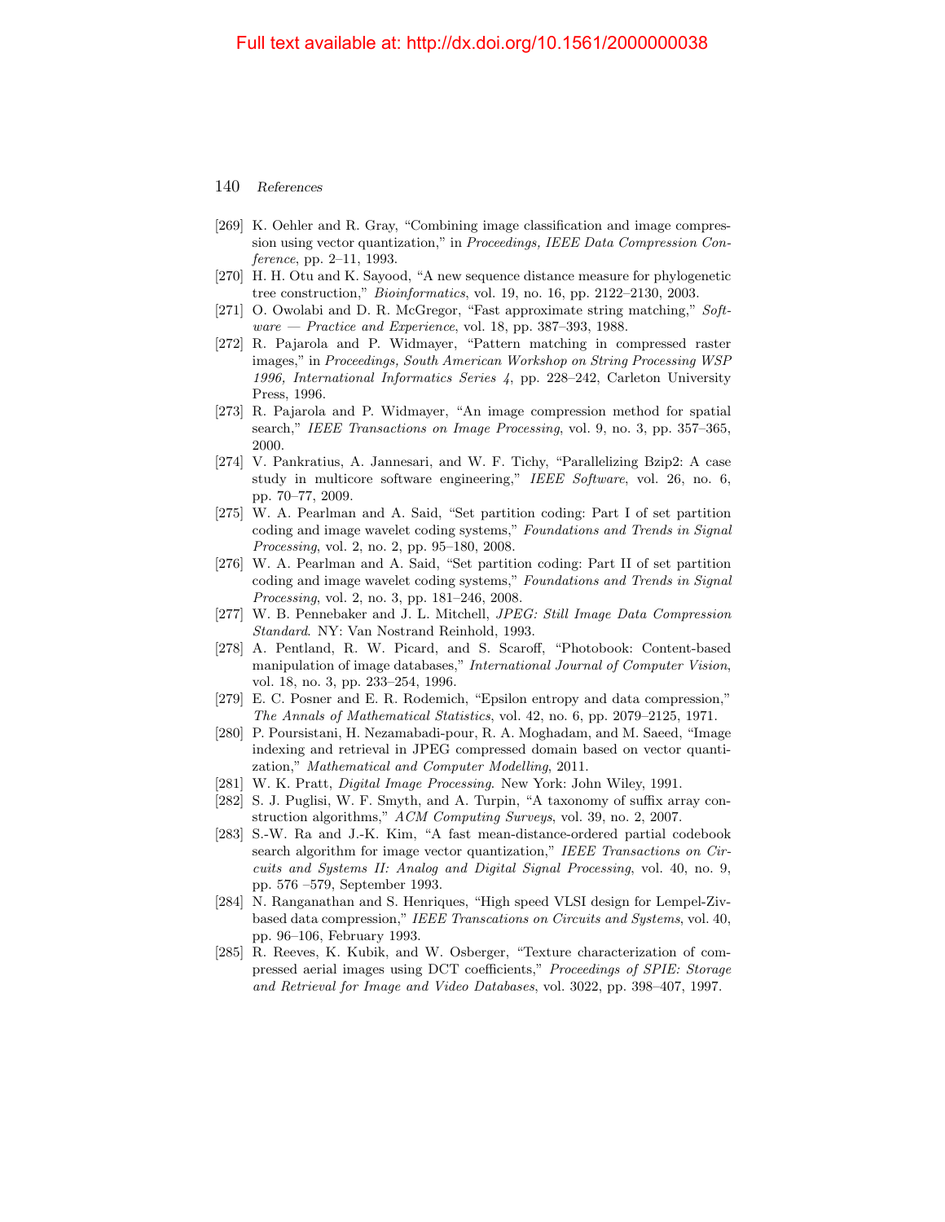[269] K. Oehler and R. Gray, "Combining image classification and image compression using vector quantization," in *Proceedings, IEEE Data Compression Conference*, pp. 2–11, 1993.

[270] H. H. Otu and K. Sayood, "A new sequence distance measure for phylogenetic tree construction," *Bioinformatics*, vol. 19, no. 16, pp. 2122–2130, 2003.

[271] O. Owolabi and D. R. McGregor, "Fast approximate string matching," *Software — Practice and Experience*, vol. 18, pp. 387–393, 1988.

[272] R. Pajarola and P. Widmayer, "Pattern matching in compressed raster images," in *Proceedings, South American Workshop on String Processing WSP 1996, International Informatics Series 4*, pp. 228–242, Carleton University Press, 1996.

[273] R. Pajarola and P. Widmayer, "An image compression method for spatial search," *IEEE Transactions on Image Processing*, vol. 9, no. 3, pp. 357–365, 2000.

[274] V. Pankratius, A. Jannesari, and W. F. Tichy, "Parallelizing Bzip2: A case study in multicore software engineering," *IEEE Software*, vol. 26, no. 6, pp. 70–77, 2009.

[275] W. A. Pearlman and A. Said, "Set partition coding: Part I of set partition coding and image wavelet coding systems," *Foundations and Trends in Signal Processing*, vol. 2, no. 2, pp. 95–180, 2008.

[276] W. A. Pearlman and A. Said, "Set partition coding: Part II of set partition coding and image wavelet coding systems," *Foundations and Trends in Signal Processing*, vol. 2, no. 3, pp. 181–246, 2008.

[277] W. B. Pennebaker and J. L. Mitchell, *JPEG: Still Image Data Compression Standard*. NY: Van Nostrand Reinhold, 1993.

[278] A. Pentland, R. W. Picard, and S. Scaroff, "Photobook: Content-based manipulation of image databases," *International Journal of Computer Vision*, vol. 18, no. 3, pp. 233–254, 1996.

[279] E. C. Posner and E. R. Rodemich, "Epsilon entropy and data compression," *The Annals of Mathematical Statistics*, vol. 42, no. 6, pp. 2079–2125, 1971.

[280] P. Poursistani, H. Nezamabadi-pour, R. A. Moghadam, and M. Saeed, "Image indexing and retrieval in JPEG compressed domain based on vector quantization," *Mathematical and Computer Modelling*, 2011.

[281] W. K. Pratt, *Digital Image Processing*. New York: John Wiley, 1991.

[282] S. J. Puglisi, W. F. Smyth, and A. Turpin, "A taxonomy of suffix array construction algorithms," *ACM Computing Surveys*, vol. 39, no. 2, 2007.

[283] S.-W. Ra and J.-K. Kim, "A fast mean-distance-ordered partial codebook search algorithm for image vector quantization," *IEEE Transactions on Circuits and Systems II: Analog and Digital Signal Processing*, vol. 40, no. 9, pp. 576 –579, September 1993.

[284] N. Ranganathan and S. Henriques, "High speed VLSI design for Lempel-Ziv-based data compression," *IEEE Transcations on Circuits and Systems*, vol. 40, pp. 96–106, February 1993.

[285] R. Reeves, K. Kubik, and W. Osberger, "Texture characterization of compressed aerial images using DCT coefficients," *Proceedings of SPIE: Storage and Retrieval for Image and Video Databases*, vol. 3022, pp. 398–407, 1997.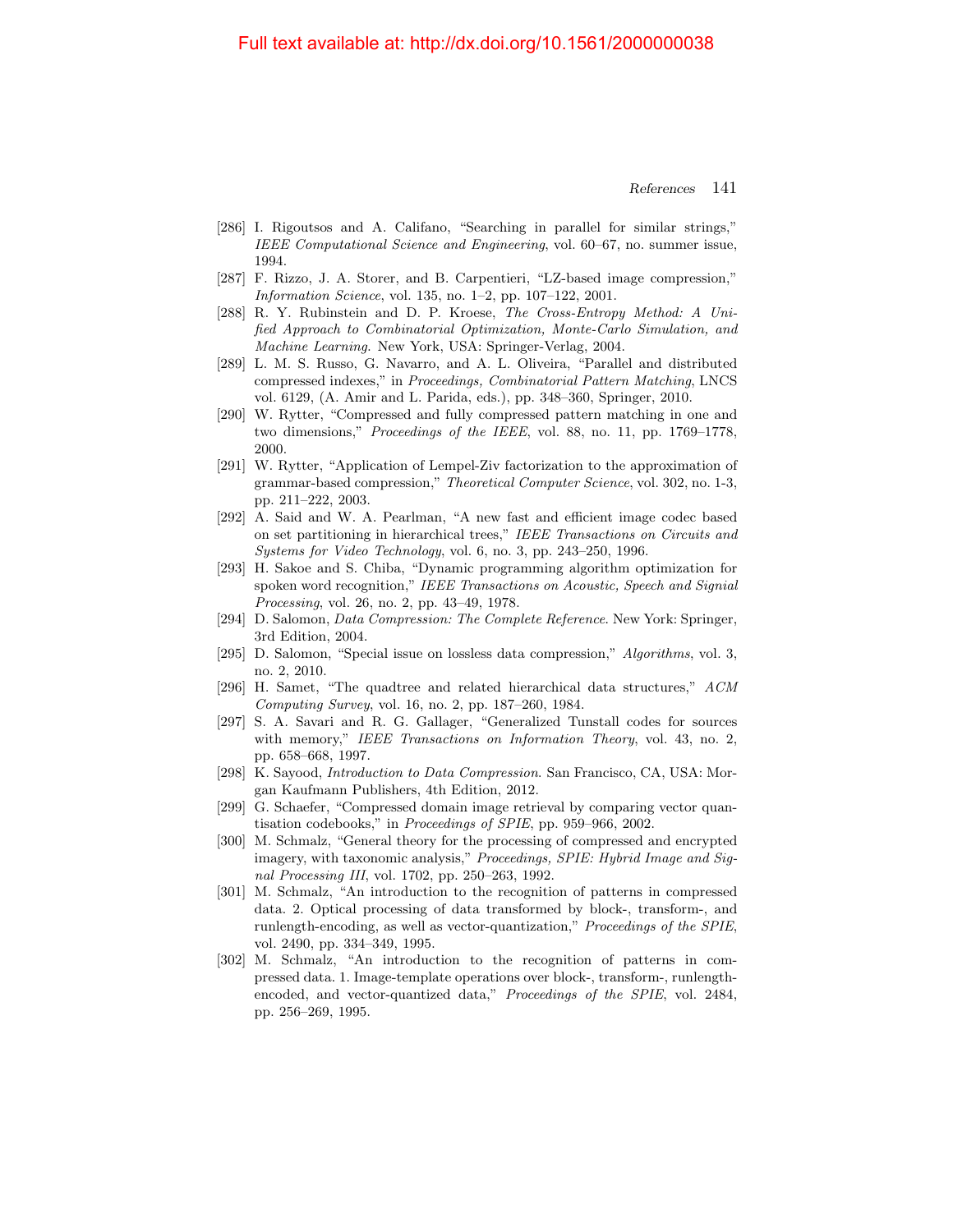[286] I. Rigoutsos and A. Califano, "Searching in parallel for similar strings," *IEEE Computational Science and Engineering*, vol. 60–67, no. summer issue, 1994.

[287] F. Rizzo, J. A. Storer, and B. Carpentieri, "LZ-based image compression," *Information Science*, vol. 135, no. 1–2, pp. 107–122, 2001.

[288] R. Y. Rubinstein and D. P. Kroese, *The Cross-Entropy Method: A Unified Approach to Combinatorial Optimization, Monte-Carlo Simulation, and Machine Learning*. New York, USA: Springer-Verlag, 2004.

[289] L. M. S. Russo, G. Navarro, and A. L. Oliveira, "Parallel and distributed compressed indexes," in *Proceedings, Combinatorial Pattern Matching*, LNCS vol. 6129, (A. Amir and L. Parida, eds.), pp. 348–360, Springer, 2010.

[290] W. Rytter, "Compressed and fully compressed pattern matching in one and two dimensions," *Proceedings of the IEEE*, vol. 88, no. 11, pp. 1769–1778, 2000.

[291] W. Rytter, "Application of Lempel-Ziv factorization to the approximation of grammar-based compression," *Theoretical Computer Science*, vol. 302, no. 1-3, pp. 211–222, 2003.

[292] A. Said and W. A. Pearlman, "A new fast and efficient image codec based on set partitioning in hierarchical trees," *IEEE Transactions on Circuits and Systems for Video Technology*, vol. 6, no. 3, pp. 243–250, 1996.

[293] H. Sakoe and S. Chiba, "Dynamic programming algorithm optimization for spoken word recognition," *IEEE Transactions on Acoustic, Speech and Signial Processing*, vol. 26, no. 2, pp. 43–49, 1978.

[294] D. Salomon, *Data Compression: The Complete Reference*. New York: Springer, 3rd Edition, 2004.

[295] D. Salomon, "Special issue on lossless data compression," *Algorithms*, vol. 3, no. 2, 2010.

[296] H. Samet, "The quadtree and related hierarchical data structures," *ACM Computing Survey*, vol. 16, no. 2, pp. 187–260, 1984.

[297] S. A. Savari and R. G. Gallager, "Generalized Tunstall codes for sources with memory," *IEEE Transactions on Information Theory*, vol. 43, no. 2, pp. 658–668, 1997.

[298] K. Sayood, *Introduction to Data Compression*. San Francisco, CA, USA: Morgan Kaufmann Publishers, 4th Edition, 2012.

[299] G. Schaefer, "Compressed domain image retrieval by comparing vector quantisation codebooks," in *Proceedings of SPIE*, pp. 959–966, 2002.

[300] M. Schmalz, "General theory for the processing of compressed and encrypted imagery, with taxonomic analysis," *Proceedings, SPIE: Hybrid Image and Signal Processing III*, vol. 1702, pp. 250–263, 1992.

[301] M. Schmalz, "An introduction to the recognition of patterns in compressed data. 2. Optical processing of data transformed by block-, transform-, and runlength-encoding, as well as vector-quantization," *Proceedings of the SPIE*, vol. 2490, pp. 334–349, 1995.

[302] M. Schmalz, "An introduction to the recognition of patterns in compressed data. 1. Image-template operations over block-, transform-, runlength-encoded, and vector-quantized data," *Proceedings of the SPIE*, vol. 2484, pp. 256–269, 1995.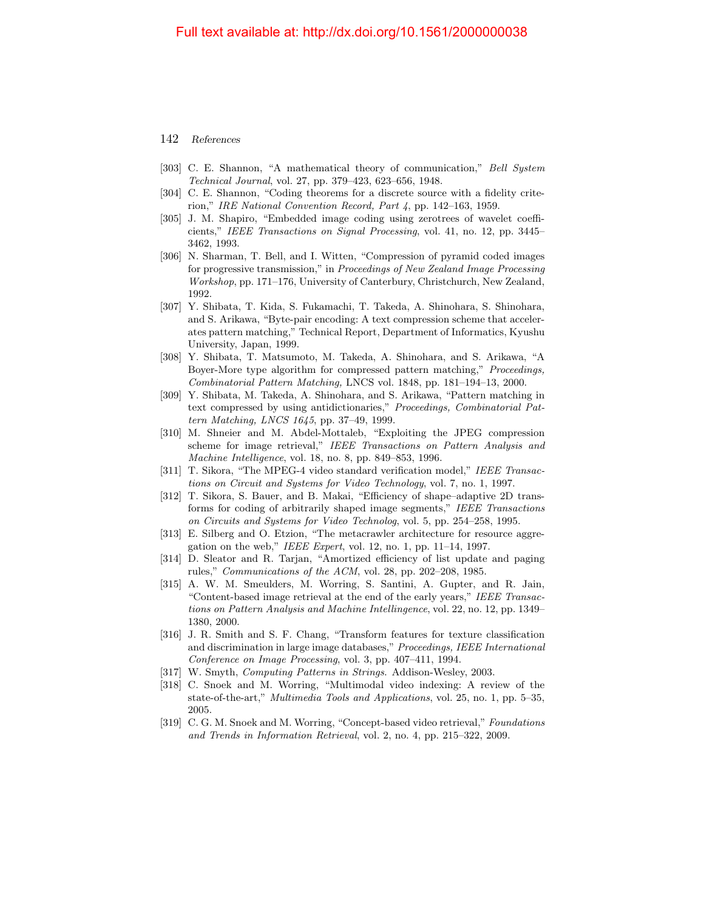[303] C. E. Shannon, "A mathematical theory of communication," *Bell System Technical Journal*, vol. 27, pp. 379–423, 623–656, 1948.

[304] C. E. Shannon, "Coding theorems for a discrete source with a fidelity criterion," *IRE National Convention Record, Part 4*, pp. 142–163, 1959.

[305] J. M. Shapiro, "Embedded image coding using zerotrees of wavelet coefficients," *IEEE Transactions on Signal Processing*, vol. 41, no. 12, pp. 3445–3462, 1993.

[306] N. Sharman, T. Bell, and I. Witten, "Compression of pyramid coded images for progressive transmission," in *Proceedings of New Zealand Image Processing Workshop*, pp. 171–176, University of Canterbury, Christchurch, New Zealand, 1992.

[307] Y. Shibata, T. Kida, S. Fukamachi, T. Takeda, A. Shinohara, S. Shinohara, and S. Arikawa, "Byte-pair encoding: A text compression scheme that accelerates pattern matching," Technical Report, Department of Informatics, Kyushu University, Japan, 1999.

[308] Y. Shibata, T. Matsumoto, M. Takeda, A. Shinohara, and S. Arikawa, "A Boyer-More type algorithm for compressed pattern matching," *Proceedings, Combinatorial Pattern Matching,* LNCS vol. 1848, pp. 181–194–13, 2000.

[309] Y. Shibata, M. Takeda, A. Shinohara, and S. Arikawa, "Pattern matching in text compressed by using antidictionaries," *Proceedings, Combinatorial Pattern Matching, LNCS 1645*, pp. 37–49, 1999.

[310] M. Shneier and M. Abdel-Mottaleb, "Exploiting the JPEG compression scheme for image retrieval," *IEEE Transactions on Pattern Analysis and Machine Intelligence*, vol. 18, no. 8, pp. 849–853, 1996.

[311] T. Sikora, "The MPEG-4 video standard verification model," *IEEE Transactions on Circuit and Systems for Video Technology*, vol. 7, no. 1, 1997.

[312] T. Sikora, S. Bauer, and B. Makai, "Efficiency of shape–adaptive 2D transforms for coding of arbitrarily shaped image segments," *IEEE Transactions on Circuits and Systems for Video Technolog*, vol. 5, pp. 254–258, 1995.

[313] E. Silberg and O. Etzion, "The metacrawler architecture for resource aggregation on the web," *IEEE Expert*, vol. 12, no. 1, pp. 11–14, 1997.

[314] D. Sleator and R. Tarjan, "Amortized efficiency of list update and paging rules," *Communications of the ACM*, vol. 28, pp. 202–208, 1985.

[315] A. W. M. Smeulders, M. Worring, S. Santini, A. Gupter, and R. Jain, "Content-based image retrieval at the end of the early years," *IEEE Transactions on Pattern Analysis and Machine Intellingence*, vol. 22, no. 12, pp. 1349–1380, 2000.

[316] J. R. Smith and S. F. Chang, "Transform features for texture classification and discrimination in large image databases," *Proceedings, IEEE International Conference on Image Processing*, vol. 3, pp. 407–411, 1994.

[317] W. Smyth, *Computing Patterns in Strings*. Addison-Wesley, 2003.

[318] C. Snoek and M. Worring, "Multimodal video indexing: A review of the state-of-the-art," *Multimedia Tools and Applications*, vol. 25, no. 1, pp. 5–35, 2005.

[319] C. G. M. Snoek and M. Worring, "Concept-based video retrieval," *Foundations and Trends in Information Retrieval*, vol. 2, no. 4, pp. 215–322, 2009.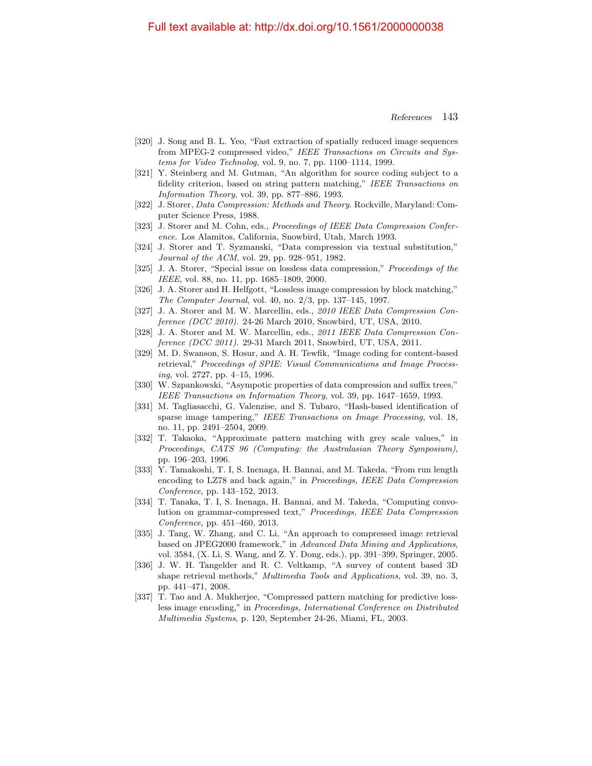[320] J. Song and B. L. Yeo, "Fast extraction of spatially reduced image sequences from MPEG-2 compressed video," *IEEE Transactions on Circuits and Systems for Video Technolog*, vol. 9, no. 7, pp. 1100–1114, 1999.

[321] Y. Steinberg and M. Gutman, "An algorithm for source coding subject to a fidelity criterion, based on string pattern matching," *IEEE Transactions on Information Theory*, vol. 39, pp. 877–886, 1993.

[322] J. Storer, *Data Compression: Methods and Theory*. Rockville, Maryland: Computer Science Press, 1988.

[323] J. Storer and M. Cohn, eds., *Proceedings of IEEE Data Compression Conference*. Los Alamitos, California, Snowbird, Utah, March 1993.

[324] J. Storer and T. Syzmanski, "Data compression via textual substitution," *Journal of the ACM*, vol. 29, pp. 928–951, 1982.

[325] J. A. Storer, "Special issue on lossless data compression," *Proceedings of the IEEE*, vol. 88, no. 11, pp. 1685–1809, 2000.

[326] J. A. Storer and H. Helfgott, "Lossless image compression by block matching," *The Computer Journal*, vol. 40, no. 2/3, pp. 137–145, 1997.

[327] J. A. Storer and M. W. Marcellin, eds., *2010 IEEE Data Compression Conference (DCC 2010)*. 24-26 March 2010, Snowbird, UT, USA, 2010.

[328] J. A. Storer and M. W. Marcellin, eds., *2011 IEEE Data Compression Conference (DCC 2011)*. 29-31 March 2011, Snowbird, UT, USA, 2011.

[329] M. D. Swanson, S. Hosur, and A. H. Tewfik, "Image coding for content-based retrieval," *Proceedings of SPIE: Visual Communications and Image Processing*, vol. 2727, pp. 4–15, 1996.

[330] W. Szpankowski, "Asympotic properties of data compression and suffix trees," *IEEE Transactions on Information Theory*, vol. 39, pp. 1647–1659, 1993.

[331] M. Tagliasacchi, G. Valenzise, and S. Tubaro, "Hash-based identification of sparse image tampering," *IEEE Transactions on Image Processing*, vol. 18, no. 11, pp. 2491–2504, 2009.

[332] T. Takaoka, "Approximate pattern matching with grey scale values," in *Proceedings, CATS 96 (Computing: the Australasian Theory Symposium)*, pp. 196–203, 1996.

[333] Y. Tamakoshi, T. I, S. Inenaga, H. Bannai, and M. Takeda, "From run length encoding to LZ78 and back again," in *Proceedings, IEEE Data Compression Conference*, pp. 143–152, 2013.

[334] T. Tanaka, T. I, S. Inenaga, H. Bannai, and M. Takeda, "Computing convolution on grammar-compressed text," *Proceedings, IEEE Data Compression Conference*, pp. 451–460, 2013.

[335] J. Tang, W. Zhang, and C. Li, "An approach to compressed image retrieval based on JPEG2000 framework," in *Advanced Data Mining and Applications*, vol. 3584, (X. Li, S. Wang, and Z. Y. Dong, eds.), pp. 391–399, Springer, 2005.

[336] J. W. H. Tangelder and R. C. Veltkamp, "A survey of content based 3D shape retrieval methods," *Multimedia Tools and Applications*, vol. 39, no. 3, pp. 441–471, 2008.

[337] T. Tao and A. Mukherjee, "Compressed pattern matching for predictive lossless image encoding," in *Proceedings, International Conference on Distributed Multimedia Systems*, p. 120, September 24-26, Miami, FL, 2003.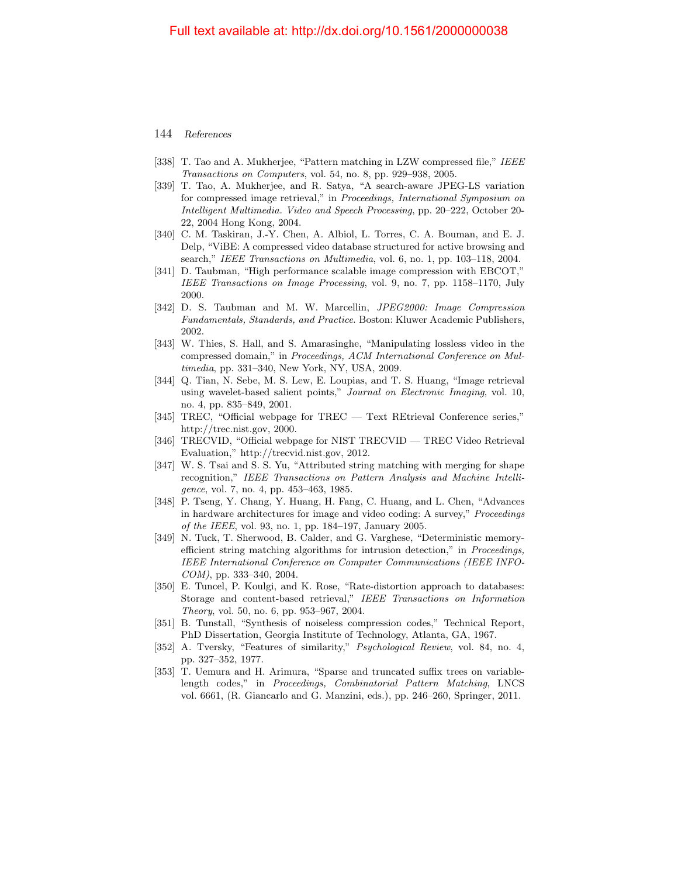[338] T. Tao and A. Mukherjee, "Pattern matching in LZW compressed file," *IEEE Transactions on Computers*, vol. 54, no. 8, pp. 929–938, 2005.

[339] T. Tao, A. Mukherjee, and R. Satya, "A search-aware JPEG-LS variation for compressed image retrieval," in *Proceedings, International Symposium on Intelligent Multimedia. Video and Speech Processing*, pp. 20–222, October 20-22, 2004 Hong Kong, 2004.

[340] C. M. Taskiran, J.-Y. Chen, A. Albiol, L. Torres, C. A. Bouman, and E. J. Delp, "ViBE: A compressed video database structured for active browsing and search," *IEEE Transactions on Multimedia*, vol. 6, no. 1, pp. 103–118, 2004.

[341] D. Taubman, "High performance scalable image compression with EBCOT," *IEEE Transactions on Image Processing*, vol. 9, no. 7, pp. 1158–1170, July 2000.

[342] D. S. Taubman and M. W. Marcellin, *JPEG2000: Image Compression Fundamentals, Standards, and Practice*. Boston: Kluwer Academic Publishers, 2002.

[343] W. Thies, S. Hall, and S. Amarasinghe, "Manipulating lossless video in the compressed domain," in *Proceedings, ACM International Conference on Multimedia*, pp. 331–340, New York, NY, USA, 2009.

[344] Q. Tian, N. Sebe, M. S. Lew, E. Loupias, and T. S. Huang, "Image retrieval using wavelet-based salient points," *Journal on Electronic Imaging*, vol. 10, no. 4, pp. 835–849, 2001.

[345] TREC, "Official webpage for TREC — Text REtrieval Conference series," http://trec.nist.gov, 2000.

[346] TRECVID, "Official webpage for NIST TRECVID — TREC Video Retrieval Evaluation," http://trecvid.nist.gov, 2012.

[347] W. S. Tsai and S. S. Yu, "Attributed string matching with merging for shape recognition," *IEEE Transactions on Pattern Analysis and Machine Intelligence*, vol. 7, no. 4, pp. 453–463, 1985.

[348] P. Tseng, Y. Chang, Y. Huang, H. Fang, C. Huang, and L. Chen, "Advances in hardware architectures for image and video coding: A survey," *Proceedings of the IEEE*, vol. 93, no. 1, pp. 184–197, January 2005.

[349] N. Tuck, T. Sherwood, B. Calder, and G. Varghese, "Deterministic memory-efficient string matching algorithms for intrusion detection," in *Proceedings, IEEE International Conference on Computer Communications (IEEE INFOCOM)*, pp. 333–340, 2004.

[350] E. Tuncel, P. Koulgi, and K. Rose, "Rate-distortion approach to databases: Storage and content-based retrieval," *IEEE Transactions on Information Theory*, vol. 50, no. 6, pp. 953–967, 2004.

[351] B. Tunstall, "Synthesis of noiseless compression codes," Technical Report, PhD Dissertation, Georgia Institute of Technology, Atlanta, GA, 1967.

[352] A. Tversky, "Features of similarity," *Psychological Review*, vol. 84, no. 4, pp. 327–352, 1977.

[353] T. Uemura and H. Arimura, "Sparse and truncated suffix trees on variable-length codes," in *Proceedings, Combinatorial Pattern Matching*, LNCS vol. 6661, (R. Giancarlo and G. Manzini, eds.), pp. 246–260, Springer, 2011.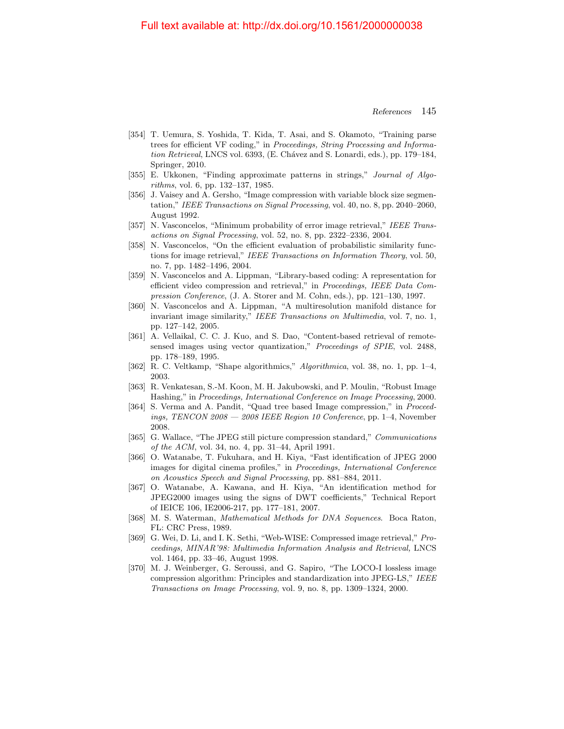[354] T. Uemura, S. Yoshida, T. Kida, T. Asai, and S. Okamoto, "Training parse trees for efficient VF coding," in *Proceedings, String Processing and Information Retrieval*, LNCS vol. 6393, (E. Chávez and S. Lonardi, eds.), pp. 179–184, Springer, 2010.

[355] E. Ukkonen, "Finding approximate patterns in strings," *Journal of Algorithms*, vol. 6, pp. 132–137, 1985.

[356] J. Vaisey and A. Gersho, "Image compression with variable block size segmentation," *IEEE Transactions on Signal Processing*, vol. 40, no. 8, pp. 2040–2060, August 1992.

[357] N. Vasconcelos, "Minimum probability of error image retrieval," *IEEE Transactions on Signal Processing*, vol. 52, no. 8, pp. 2322–2336, 2004.

[358] N. Vasconcelos, "On the efficient evaluation of probabilistic similarity functions for image retrieval," *IEEE Transactions on Information Theory*, vol. 50, no. 7, pp. 1482–1496, 2004.

[359] N. Vasconcelos and A. Lippman, "Library-based coding: A representation for efficient video compression and retrieval," in *Proceedings, IEEE Data Compression Conference*, (J. A. Storer and M. Cohn, eds.), pp. 121–130, 1997.

[360] N. Vasconcelos and A. Lippman, "A multiresolution manifold distance for invariant image similarity," *IEEE Transactions on Multimedia*, vol. 7, no. 1, pp. 127–142, 2005.

[361] A. Vellaikal, C. C. J. Kuo, and S. Dao, "Content-based retrieval of remote-sensed images using vector quantization," *Proceedings of SPIE*, vol. 2488, pp. 178–189, 1995.

[362] R. C. Veltkamp, "Shape algorithmics," *Algorithmica*, vol. 38, no. 1, pp. 1–4, 2003.

[363] R. Venkatesan, S.-M. Koon, M. H. Jakubowski, and P. Moulin, "Robust Image Hashing," in *Proceedings, International Conference on Image Processing*, 2000.

[364] S. Verma and A. Pandit, "Quad tree based Image compression," in *Proceedings, TENCON 2008 — 2008 IEEE Region 10 Conference*, pp. 1–4, November 2008.

[365] G. Wallace, "The JPEG still picture compression standard," *Communications of the ACM*, vol. 34, no. 4, pp. 31–44, April 1991.

[366] O. Watanabe, T. Fukuhara, and H. Kiya, "Fast identification of JPEG 2000 images for digital cinema profiles," in *Proceedings, International Conference on Acoustics Speech and Signal Processing*, pp. 881–884, 2011.

[367] O. Watanabe, A. Kawana, and H. Kiya, "An identification method for JPEG2000 images using the signs of DWT coefficients," Technical Report of IEICE 106, IE2006-217, pp. 177–181, 2007.

[368] M. S. Waterman, *Mathematical Methods for DNA Sequences*. Boca Raton, FL: CRC Press, 1989.

[369] G. Wei, D. Li, and I. K. Sethi, "Web-WISE: Compressed image retrieval," *Proceedings, MINAR'98: Multimedia Information Analysis and Retrieval,* LNCS vol. 1464, pp. 33–46, August 1998.

[370] M. J. Weinberger, G. Seroussi, and G. Sapiro, "The LOCO-I lossless image compression algorithm: Principles and standardization into JPEG-LS," *IEEE Transactions on Image Processing*, vol. 9, no. 8, pp. 1309–1324, 2000.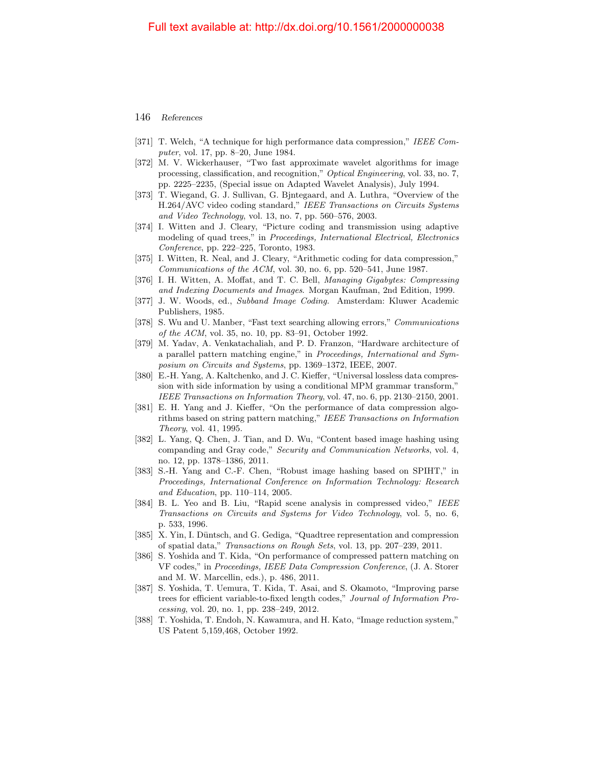[371] T. Welch, "A technique for high performance data compression," *IEEE Computer*, vol. 17, pp. 8–20, June 1984.

[372] M. V. Wickerhauser, "Two fast approximate wavelet algorithms for image processing, classification, and recognition," *Optical Engineering*, vol. 33, no. 7, pp. 2225–2235, (Special issue on Adapted Wavelet Analysis), July 1994.

[373] T. Wiegand, G. J. Sullivan, G. Bjntegaard, and A. Luthra, "Overview of the H.264/AVC video coding standard," *IEEE Transactions on Circuits Systems and Video Technology*, vol. 13, no. 7, pp. 560–576, 2003.

[374] I. Witten and J. Cleary, "Picture coding and transmission using adaptive modeling of quad trees," in *Proceedings, International Electrical, Electronics Conference*, pp. 222–225, Toronto, 1983.

[375] I. Witten, R. Neal, and J. Cleary, "Arithmetic coding for data compression," *Communications of the ACM*, vol. 30, no. 6, pp. 520–541, June 1987.

[376] I. H. Witten, A. Moffat, and T. C. Bell, *Managing Gigabytes: Compressing and Indexing Documents and Images*. Morgan Kaufman, 2nd Edition, 1999.

[377] J. W. Woods, ed., *Subband Image Coding*. Amsterdam: Kluwer Academic Publishers, 1985.

[378] S. Wu and U. Manber, "Fast text searching allowing errors," *Communications of the ACM*, vol. 35, no. 10, pp. 83–91, October 1992.

[379] M. Yadav, A. Venkatachaliah, and P. D. Franzon, "Hardware architecture of a parallel pattern matching engine," in *Proceedings, International and Symposium on Circuits and Systems*, pp. 1369–1372, IEEE, 2007.

[380] E.-H. Yang, A. Kaltchenko, and J. C. Kieffer, "Universal lossless data compression with side information by using a conditional MPM grammar transform," *IEEE Transactions on Information Theory*, vol. 47, no. 6, pp. 2130–2150, 2001.

[381] E. H. Yang and J. Kieffer, "On the performance of data compression algorithms based on string pattern matching," *IEEE Transactions on Information Theory*, vol. 41, 1995.

[382] L. Yang, Q. Chen, J. Tian, and D. Wu, "Content based image hashing using companding and Gray code," *Security and Communication Networks*, vol. 4, no. 12, pp. 1378–1386, 2011.

[383] S.-H. Yang and C.-F. Chen, "Robust image hashing based on SPIHT," in *Proceedings, International Conference on Information Technology: Research and Education*, pp. 110–114, 2005.

[384] B. L. Yeo and B. Liu, "Rapid scene analysis in compressed video," *IEEE Transactions on Circuits and Systems for Video Technology*, vol. 5, no. 6, p. 533, 1996.

[385] X. Yin, I. Düntsch, and G. Gediga, "Quadtree representation and compression of spatial data," *Transactions on Rough Sets*, vol. 13, pp. 207–239, 2011.

[386] S. Yoshida and T. Kida, "On performance of compressed pattern matching on VF codes," in *Proceedings, IEEE Data Compression Conference*, (J. A. Storer and M. W. Marcellin, eds.), p. 486, 2011.

[387] S. Yoshida, T. Uemura, T. Kida, T. Asai, and S. Okamoto, "Improving parse trees for efficient variable-to-fixed length codes," *Journal of Information Processing*, vol. 20, no. 1, pp. 238–249, 2012.

[388] T. Yoshida, T. Endoh, N. Kawamura, and H. Kato, "Image reduction system," US Patent 5,159,468, October 1992.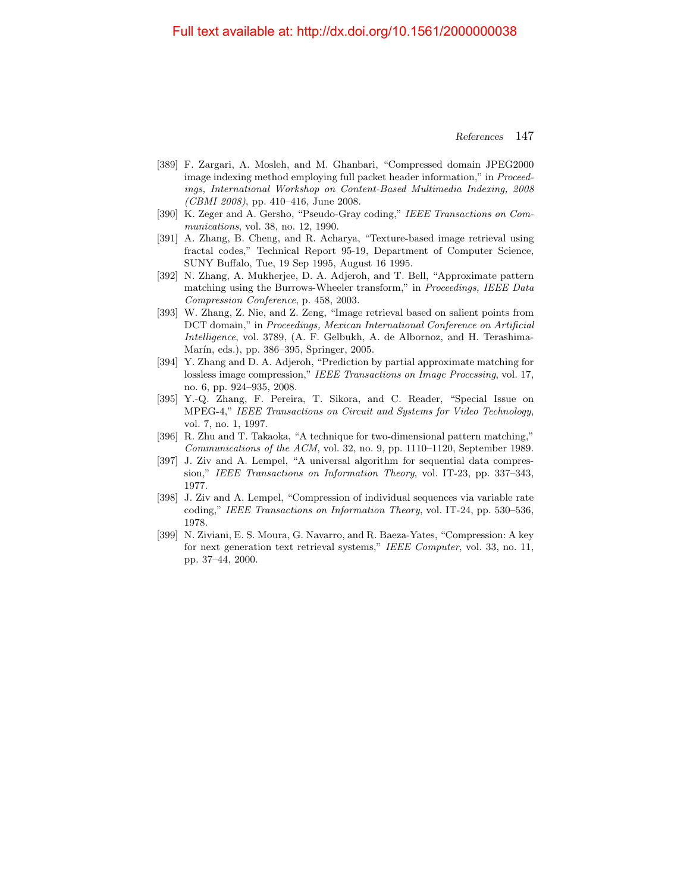[389] F. Zargari, A. Mosleh, and M. Ghanbari, "Compressed domain JPEG2000 image indexing method employing full packet header information," in *Proceedings, International Workshop on Content-Based Multimedia Indexing, 2008 (CBMI 2008)*, pp. 410–416, June 2008.

[390] K. Zeger and A. Gersho, "Pseudo-Gray coding," *IEEE Transactions on Communications*, vol. 38, no. 12, 1990.

[391] A. Zhang, B. Cheng, and R. Acharya, "Texture-based image retrieval using fractal codes," Technical Report 95-19, Department of Computer Science, SUNY Buffalo, Tue, 19 Sep 1995, August 16 1995.

[392] N. Zhang, A. Mukherjee, D. A. Adjeroh, and T. Bell, "Approximate pattern matching using the Burrows-Wheeler transform," in *Proceedings, IEEE Data Compression Conference*, p. 458, 2003.

[393] W. Zhang, Z. Nie, and Z. Zeng, "Image retrieval based on salient points from DCT domain," in *Proceedings, Mexican International Conference on Artificial Intelligence*, vol. 3789, (A. F. Gelbukh, A. de Albornoz, and H. Terashima-Marín, eds.), pp. 386–395, Springer, 2005.

[394] Y. Zhang and D. A. Adjeroh, "Prediction by partial approximate matching for lossless image compression," *IEEE Transactions on Image Processing*, vol. 17, no. 6, pp. 924–935, 2008.

[395] Y.-Q. Zhang, F. Pereira, T. Sikora, and C. Reader, "Special Issue on MPEG-4," *IEEE Transactions on Circuit and Systems for Video Technology*, vol. 7, no. 1, 1997.

[396] R. Zhu and T. Takaoka, "A technique for two-dimensional pattern matching," *Communications of the ACM*, vol. 32, no. 9, pp. 1110–1120, September 1989.

[397] J. Ziv and A. Lempel, "A universal algorithm for sequential data compression," *IEEE Transactions on Information Theory*, vol. IT-23, pp. 337–343, 1977.

[398] J. Ziv and A. Lempel, "Compression of individual sequences via variable rate coding," *IEEE Transactions on Information Theory*, vol. IT-24, pp. 530–536, 1978.

[399] N. Ziviani, E. S. Moura, G. Navarro, and R. Baeza-Yates, "Compression: A key for next generation text retrieval systems," *IEEE Computer*, vol. 33, no. 11, pp. 37–44, 2000.